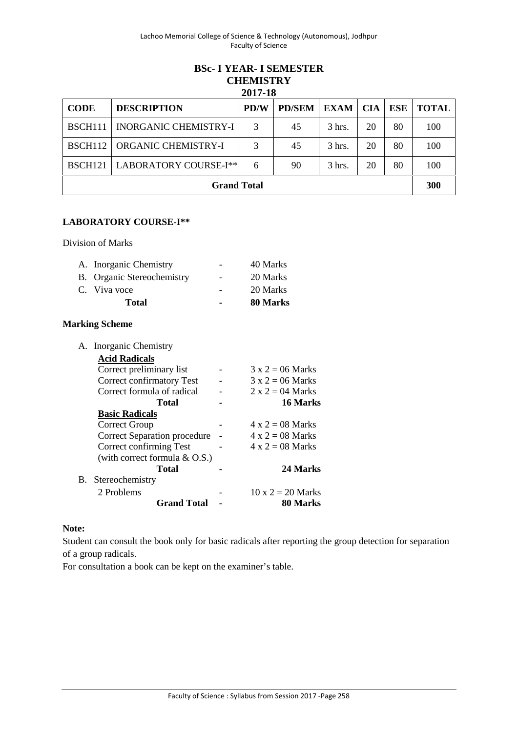## BSc- I YEAR- I SEMESTER
## CHEMISTRY
## 2017-18

| CODE | DESCRIPTION | PD/W | PD/SEM | EXAM | CIA | ESE | TOTAL |
|---|---|---|---|---|---|---|---|
| BSCH111 | INORGANIC CHEMISTRY-I | 3 | 45 | 3 hrs. | 20 | 80 | 100 |
| BSCH112 | ORGANIC CHEMISTRY-I | 3 | 45 | 3 hrs. | 20 | 80 | 100 |
| BSCH121 | LABORATORY COURSE-I** | 6 | 90 | 3 hrs. | 20 | 80 | 100 |
| **Grand Total** | | | | | | | **300** |

**LABORATORY COURSE-I****

Division of Marks

| | | |
|---|---|---|
| A. Inorganic Chemistry | - | 40 Marks |
| B. Organic Stereochemistry | - | 20 Marks |
| C. Viva voce | - | 20 Marks |
| **Total** | **-** | **80 Marks** |

**Marking Scheme**

A. Inorganic Chemistry

| | | |
|---|---|---|
| **Acid Radicals** | | |
| Correct preliminary list | - | 3 x 2 = 06 Marks |
| Correct confirmatory Test | - | 3 x 2 = 06 Marks |
| Correct formula of radical | - | 2 x 2 = 04 Marks |
| **Total** | **-** | **16 Marks** |
| **Basic Radicals** | | |
| Correct Group | - | 4 x 2 = 08 Marks |
| Correct Separation procedure | - | 4 x 2 = 08 Marks |
| Correct confirming Test (with correct formula & O.S.) | - | 4 x 2 = 08 Marks |
| **Total** | **-** | **24 Marks** |

B. Stereochemistry

| | | |
|---|---|---|
| 2 Problems | - | 10 x 2 = 20 Marks |
| **Grand Total** | **-** | **80 Marks** |

**Note:**

Student can consult the book only for basic radicals after reporting the group detection for separation of a group radicals.

For consultation a book can be kept on the examiner's table.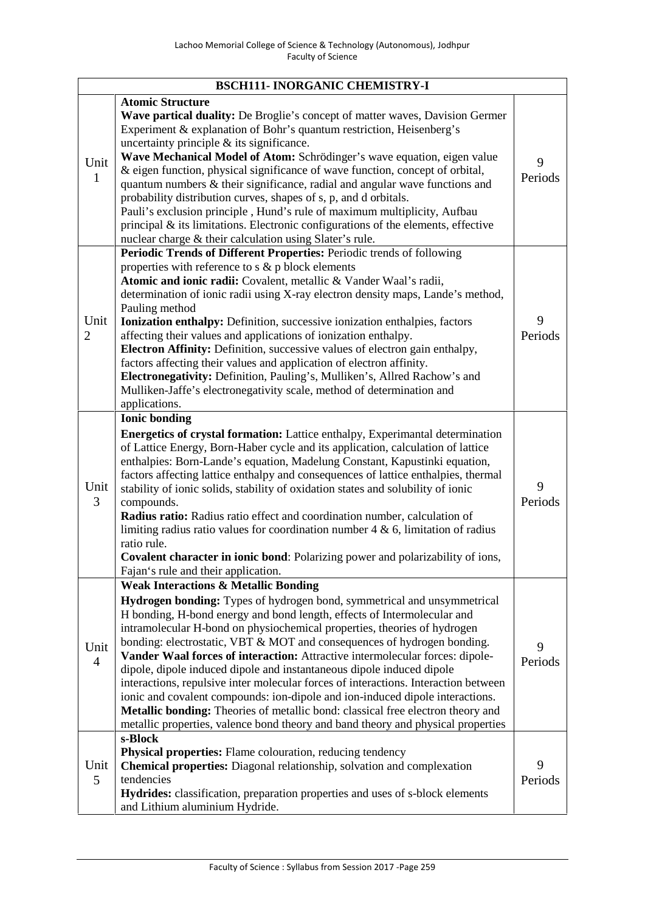| BSCH111- INORGANIC CHEMISTRY-I | | |
|---|---|---|
| Unit 1 | **Atomic Structure**<br>**Wave partical duality:** De Broglie's concept of matter waves, Davision Germer Experiment & explanation of Bohr's quantum restriction, Heisenberg's uncertainty principle & its significance.<br>**Wave Mechanical Model of Atom:** Schrödinger's wave equation, eigen value & eigen function, physical significance of wave function, concept of orbital, quantum numbers & their significance, radial and angular wave functions and probability distribution curves, shapes of s, p, and d orbitals.<br>Pauli's exclusion principle , Hund's rule of maximum multiplicity, Aufbau principal & its limitations. Electronic configurations of the elements, effective nuclear charge & their calculation using Slater's rule. | 9 Periods |
| Unit 2 | **Periodic Trends of Different Properties:** Periodic trends of following properties with reference to s & p block elements<br>**Atomic and ionic radii:** Covalent, metallic & Vander Waal's radii, determination of ionic radii using X-ray electron density maps, Lande's method, Pauling method<br>**Ionization enthalpy:** Definition, successive ionization enthalpies, factors affecting their values and applications of ionization enthalpy.<br>**Electron Affinity:** Definition, successive values of electron gain enthalpy, factors affecting their values and application of electron affinity.<br>**Electronegativity:** Definition, Pauling's, Mulliken's, Allred Rachow's and Mulliken-Jaffe's electronegativity scale, method of determination and applications. | 9 Periods |
| Unit 3 | **Ionic bonding**<br>**Energetics of crystal formation:** Lattice enthalpy, Experimantal determination of Lattice Energy, Born-Haber cycle and its application, calculation of lattice enthalpies: Born-Lande's equation, Madelung Constant, Kapustinki equation, factors affecting lattice enthalpy and consequences of lattice enthalpies, thermal stability of ionic solids, stability of oxidation states and solubility of ionic compounds.<br>**Radius ratio:** Radius ratio effect and coordination number, calculation of limiting radius ratio values for coordination number 4 & 6, limitation of radius ratio rule.<br>**Covalent character in ionic bond**: Polarizing power and polarizability of ions, Fajan's rule and their application. | 9 Periods |
| Unit 4 | **Weak Interactions & Metallic Bonding**<br>**Hydrogen bonding:** Types of hydrogen bond, symmetrical and unsymmetrical H bonding, H-bond energy and bond length, effects of Intermolecular and intramolecular H-bond on physiochemical properties, theories of hydrogen bonding: electrostatic, VBT & MOT and consequences of hydrogen bonding.<br>**Vander Waal forces of interaction:** Attractive intermolecular forces: dipole-dipole, dipole induced dipole and instantaneous dipole induced dipole interactions, repulsive inter molecular forces of interactions. Interaction between ionic and covalent compounds: ion-dipole and ion-induced dipole interactions.<br>**Metallic bonding:** Theories of metallic bond: classical free electron theory and metallic properties, valence bond theory and band theory and physical properties | 9 Periods |
| Unit 5 | **s-Block**<br>**Physical properties:** Flame colouration, reducing tendency<br>**Chemical properties:** Diagonal relationship, solvation and complexation tendencies<br>**Hydrides:** classification, preparation properties and uses of s-block elements and Lithium aluminium Hydride. | 9 Periods |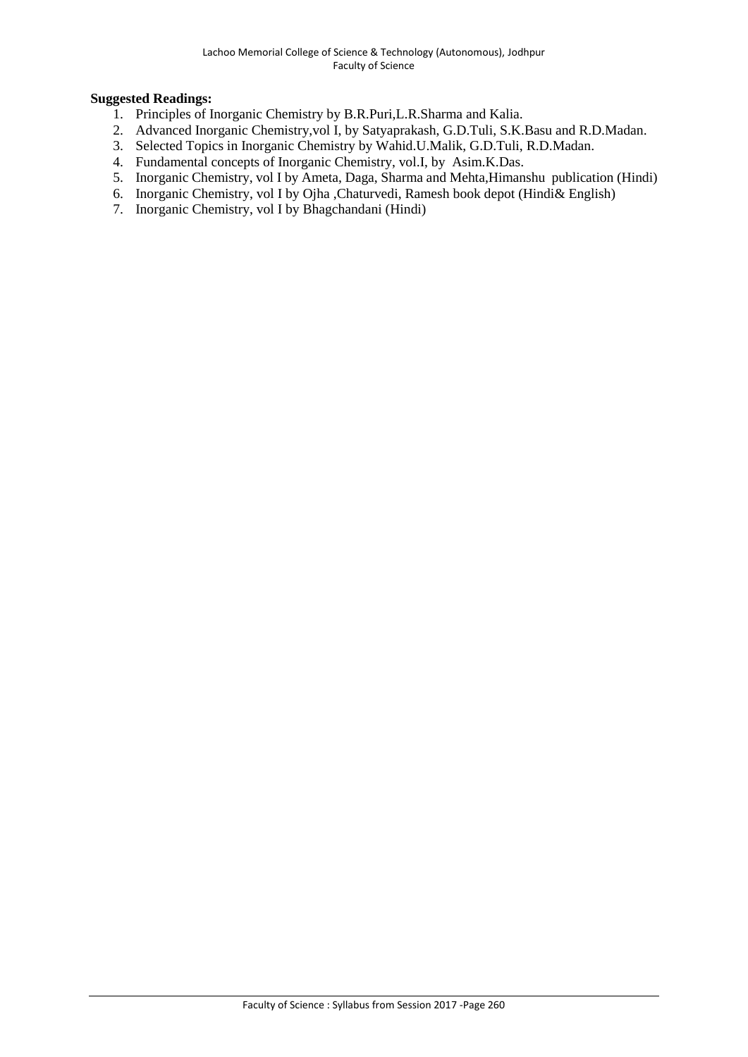**Suggested Readings:**

1. Principles of Inorganic Chemistry by B.R.Puri,L.R.Sharma and Kalia.
2. Advanced Inorganic Chemistry,vol I, by Satyaprakash, G.D.Tuli, S.K.Basu and R.D.Madan.
3. Selected Topics in Inorganic Chemistry by Wahid.U.Malik, G.D.Tuli, R.D.Madan.
4. Fundamental concepts of Inorganic Chemistry, vol.I, by Asim.K.Das.
5. Inorganic Chemistry, vol I by Ameta, Daga, Sharma and Mehta,Himanshu publication (Hindi)
6. Inorganic Chemistry, vol I by Ojha ,Chaturvedi, Ramesh book depot (Hindi& English)
7. Inorganic Chemistry, vol I by Bhagchandani (Hindi)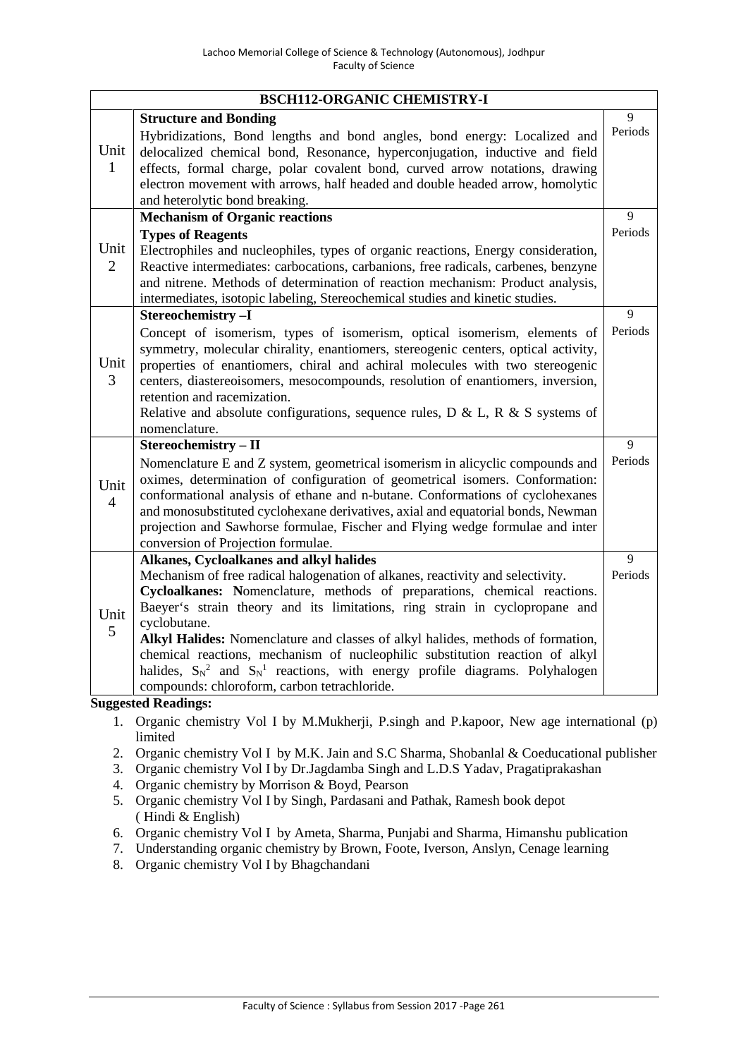| BSCH112-ORGANIC CHEMISTRY-I | | |
|---|---|---|
| Unit 1 | **Structure and Bonding**<br>Hybridizations, Bond lengths and bond angles, bond energy: Localized and delocalized chemical bond, Resonance, hyperconjugation, inductive and field effects, formal charge, polar covalent bond, curved arrow notations, drawing electron movement with arrows, half headed and double headed arrow, homolytic and heterolytic bond breaking. | 9 Periods |
| Unit 2 | **Mechanism of Organic reactions**<br>**Types of Reagents**<br>Electrophiles and nucleophiles, types of organic reactions, Energy consideration, Reactive intermediates: carbocations, carbanions, free radicals, carbenes, benzyne and nitrene. Methods of determination of reaction mechanism: Product analysis, intermediates, isotopic labeling, Stereochemical studies and kinetic studies. | 9 Periods |
| Unit 3 | **Stereochemistry –I**<br>Concept of isomerism, types of isomerism, optical isomerism, elements of symmetry, molecular chirality, enantiomers, stereogenic centers, optical activity, properties of enantiomers, chiral and achiral molecules with two stereogenic centers, diastereoisomers, mesocompounds, resolution of enantiomers, inversion, retention and racemization.<br>Relative and absolute configurations, sequence rules, D & L, R & S systems of nomenclature. | 9 Periods |
| Unit 4 | **Stereochemistry – II**<br>Nomenclature E and Z system, geometrical isomerism in alicyclic compounds and oximes, determination of configuration of geometrical isomers. Conformation: conformational analysis of ethane and n-butane. Conformations of cyclohexanes and monosubstituted cyclohexane derivatives, axial and equatorial bonds, Newman projection and Sawhorse formulae, Fischer and Flying wedge formulae and inter conversion of Projection formulae. | 9 Periods |
| Unit 5 | **Alkanes, Cycloalkanes and alkyl halides**<br>Mechanism of free radical halogenation of alkanes, reactivity and selectivity.<br>**Cycloalkanes: N**omenclature, methods of preparations, chemical reactions. Baeyer's strain theory and its limitations, ring strain in cyclopropane and cyclobutane.<br>**Alkyl Halides:** Nomenclature and classes of alkyl halides, methods of formation, chemical reactions, mechanism of nucleophilic substitution reaction of alkyl halides, $S_N^2$ and $S_N^1$ reactions, with energy profile diagrams. Polyhalogen compounds: chloroform, carbon tetrachloride. | 9 Periods |

**Suggested Readings:**

1. Organic chemistry Vol I by M.Mukherji, P.singh and P.kapoor, New age international (p) limited
2. Organic chemistry Vol I by M.K. Jain and S.C Sharma, Shobanlal & Coeducational publisher
3. Organic chemistry Vol I by Dr.Jagdamba Singh and L.D.S Yadav, Pragatiprakashan
4. Organic chemistry by Morrison & Boyd, Pearson
5. Organic chemistry Vol I by Singh, Pardasani and Pathak, Ramesh book depot ( Hindi & English)
6. Organic chemistry Vol I by Ameta, Sharma, Punjabi and Sharma, Himanshu publication
7. Understanding organic chemistry by Brown, Foote, Iverson, Anslyn, Cenage learning
8. Organic chemistry Vol I by Bhagchandani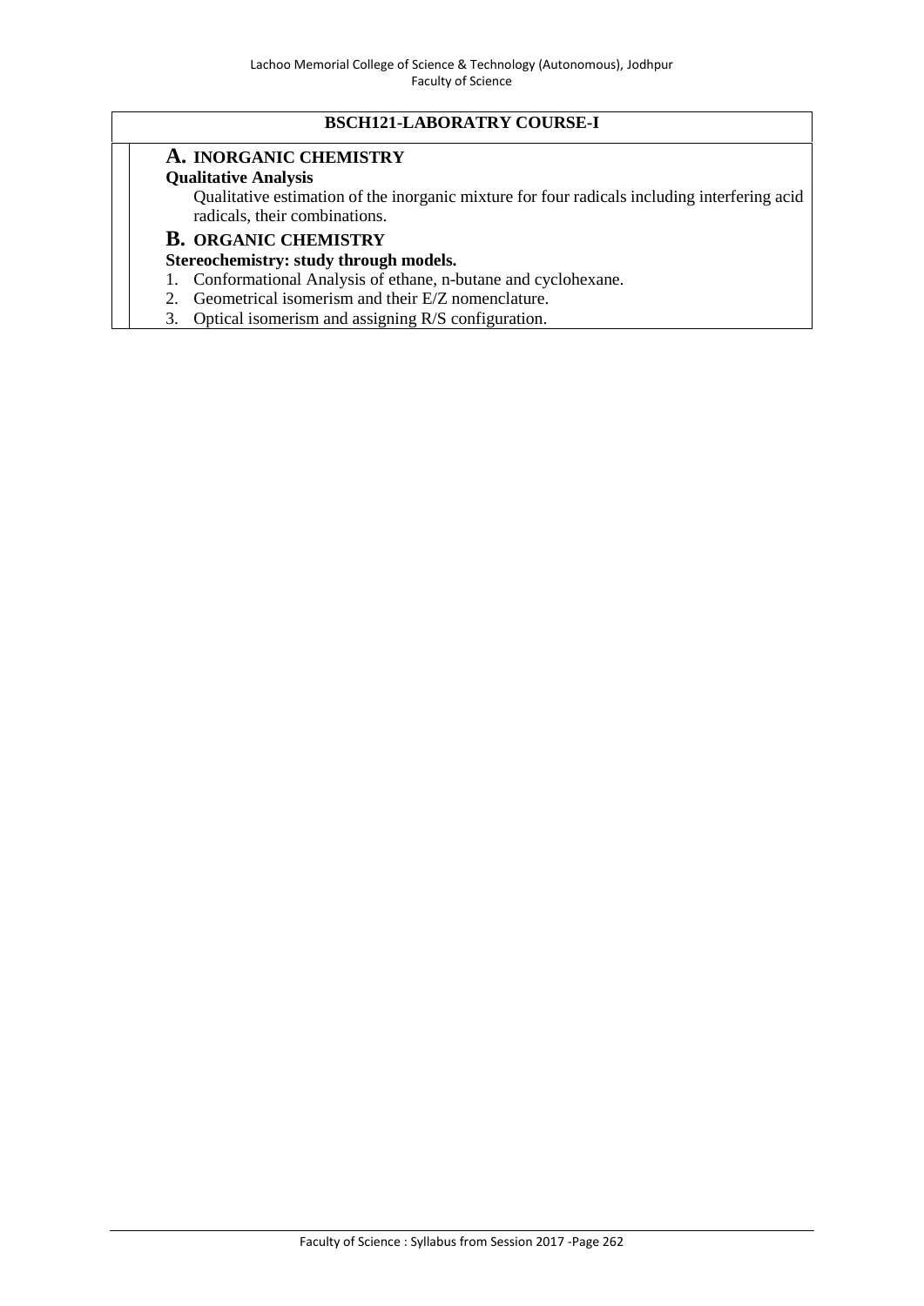## BSCH121-LABORATRY COURSE-I

### A. INORGANIC CHEMISTRY

**Qualitative Analysis**

Qualitative estimation of the inorganic mixture for four radicals including interfering acid radicals, their combinations.

### B. ORGANIC CHEMISTRY

**Stereochemistry: study through models.**

1. Conformational Analysis of ethane, n-butane and cyclohexane.
2. Geometrical isomerism and their E/Z nomenclature.
3. Optical isomerism and assigning R/S configuration.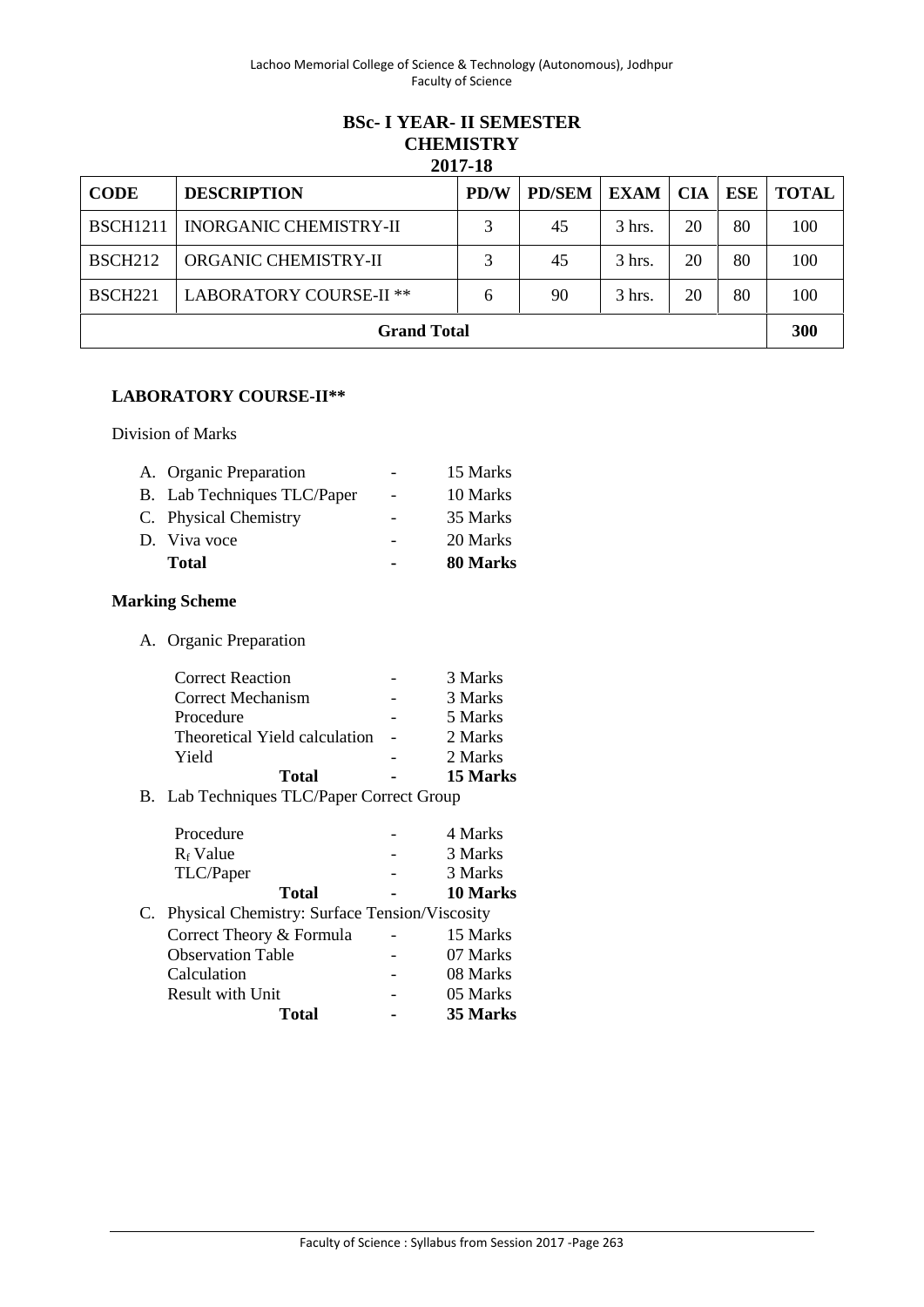## BSc- I YEAR- II SEMESTER
## CHEMISTRY
## 2017-18

| CODE | DESCRIPTION | PD/W | PD/SEM | EXAM | CIA | ESE | TOTAL |
|---|---|---|---|---|---|---|---|
| BSCH1211 | INORGANIC CHEMISTRY-II | 3 | 45 | 3 hrs. | 20 | 80 | 100 |
| BSCH212 | ORGANIC CHEMISTRY-II | 3 | 45 | 3 hrs. | 20 | 80 | 100 |
| BSCH221 | LABORATORY COURSE-II ** | 6 | 90 | 3 hrs. | 20 | 80 | 100 |
| **Grand Total** | | | | | | | **300** |

**LABORATORY COURSE-II****

Division of Marks

| | | |
|---|---|---|
| A. Organic Preparation | - | 15 Marks |
| B. Lab Techniques TLC/Paper | - | 10 Marks |
| C. Physical Chemistry | - | 35 Marks |
| D. Viva voce | - | 20 Marks |
| **Total** | **-** | **80 Marks** |

**Marking Scheme**

A. Organic Preparation

| | | |
|---|---|---|
| Correct Reaction | - | 3 Marks |
| Correct Mechanism | - | 3 Marks |
| Procedure | - | 5 Marks |
| Theoretical Yield calculation | - | 2 Marks |
| Yield | - | 2 Marks |
| **Total** | **-** | **15 Marks** |

B. Lab Techniques TLC/Paper Correct Group

| | | |
|---|---|---|
| Procedure | - | 4 Marks |
| $R_f$ Value | - | 3 Marks |
| TLC/Paper | - | 3 Marks |
| **Total** | **-** | **10 Marks** |

C. Physical Chemistry: Surface Tension/Viscosity

| | | |
|---|---|---|
| Correct Theory & Formula | - | 15 Marks |
| Observation Table | - | 07 Marks |
| Calculation | - | 08 Marks |
| Result with Unit | - | 05 Marks |
| **Total** | **-** | **35 Marks** |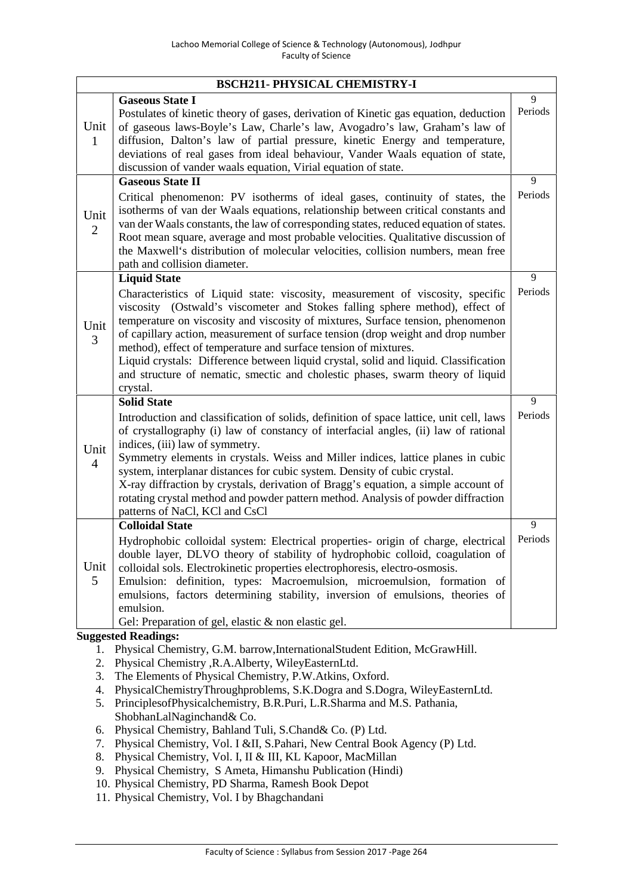| BSCH211- PHYSICAL CHEMISTRY-I | | |
|---|---|---|
| Unit 1 | **Gaseous State I**<br>Postulates of kinetic theory of gases, derivation of Kinetic gas equation, deduction of gaseous laws-Boyle's Law, Charle's law, Avogadro's law, Graham's law of diffusion, Dalton's law of partial pressure, kinetic Energy and temperature, deviations of real gases from ideal behaviour, Vander Waals equation of state, discussion of vander waals equation, Virial equation of state. | 9 Periods |
| Unit 2 | **Gaseous State II**<br>Critical phenomenon: PV isotherms of ideal gases, continuity of states, the isotherms of van der Waals equations, relationship between critical constants and van der Waals constants, the law of corresponding states, reduced equation of states. Root mean square, average and most probable velocities. Qualitative discussion of the Maxwell's distribution of molecular velocities, collision numbers, mean free path and collision diameter. | 9 Periods |
| Unit 3 | **Liquid State**<br>Characteristics of Liquid state: viscosity, measurement of viscosity, specific viscosity (Ostwald's viscometer and Stokes falling sphere method), effect of temperature on viscosity and viscosity of mixtures, Surface tension, phenomenon of capillary action, measurement of surface tension (drop weight and drop number method), effect of temperature and surface tension of mixtures.<br>Liquid crystals: Difference between liquid crystal, solid and liquid. Classification and structure of nematic, smectic and cholestic phases, swarm theory of liquid crystal. | 9 Periods |
| Unit 4 | **Solid State**<br>Introduction and classification of solids, definition of space lattice, unit cell, laws of crystallography (i) law of constancy of interfacial angles, (ii) law of rational indices, (iii) law of symmetry.<br>Symmetry elements in crystals. Weiss and Miller indices, lattice planes in cubic system, interplanar distances for cubic system. Density of cubic crystal.<br>X-ray diffraction by crystals, derivation of Bragg's equation, a simple account of rotating crystal method and powder pattern method. Analysis of powder diffraction patterns of NaCl, KCl and CsCl | 9 Periods |
| Unit 5 | **Colloidal State**<br>Hydrophobic colloidal system: Electrical properties- origin of charge, electrical double layer, DLVO theory of stability of hydrophobic colloid, coagulation of colloidal sols. Electrokinetic properties electrophoresis, electro-osmosis.<br>Emulsion: definition, types: Macroemulsion, microemulsion, formation of emulsions, factors determining stability, inversion of emulsions, theories of emulsion.<br>Gel: Preparation of gel, elastic & non elastic gel. | 9 Periods |

**Suggested Readings:**

1. Physical Chemistry, G.M. barrow,InternationalStudent Edition, McGrawHill.
2. Physical Chemistry ,R.A.Alberty, WileyEasternLtd.
3. The Elements of Physical Chemistry, P.W.Atkins, Oxford.
4. PhysicalChemistryThroughproblems, S.K.Dogra and S.Dogra, WileyEasternLtd.
5. PrinciplesofPhysicalchemistry, B.R.Puri, L.R.Sharma and M.S. Pathania, ShobhanLalNaginchand& Co.
6. Physical Chemistry, Bahland Tuli, S.Chand& Co. (P) Ltd.
7. Physical Chemistry, Vol. I &II, S.Pahari, New Central Book Agency (P) Ltd.
8. Physical Chemistry, Vol. I, II & III, KL Kapoor, MacMillan
9. Physical Chemistry, S Ameta, Himanshu Publication (Hindi)
10. Physical Chemistry, PD Sharma, Ramesh Book Depot
11. Physical Chemistry, Vol. I by Bhagchandani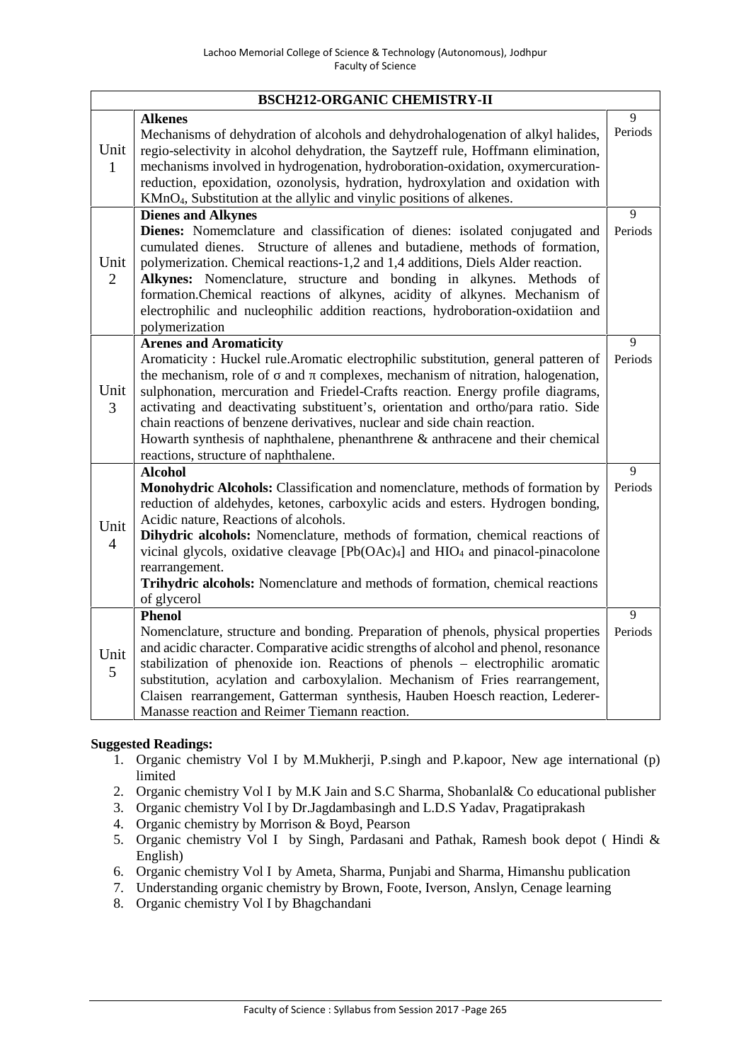| BSCH212-ORGANIC CHEMISTRY-II | | |
|---|---|---|
| Unit 1 | **Alkenes**<br>Mechanisms of dehydration of alcohols and dehydrohalogenation of alkyl halides, regio-selectivity in alcohol dehydration, the Saytzeff rule, Hoffmann elimination, mechanisms involved in hydrogenation, hydroboration-oxidation, oxymercuration-reduction, epoxidation, ozonolysis, hydration, hydroxylation and oxidation with $KMnO_4$, Substitution at the allylic and vinylic positions of alkenes. | 9 Periods |
| Unit 2 | **Dienes and Alkynes**<br>**Dienes:** Nomemclature and classification of dienes: isolated conjugated and cumulated dienes. Structure of allenes and butadiene, methods of formation, polymerization. Chemical reactions-1,2 and 1,4 additions, Diels Alder reaction.<br>**Alkynes:** Nomenclature, structure and bonding in alkynes. Methods of formation.Chemical reactions of alkynes, acidity of alkynes. Mechanism of electrophilic and nucleophilic addition reactions, hydroboration-oxidatiion and polymerization | 9 Periods |
| Unit 3 | **Arenes and Aromaticity**<br>Aromaticity : Huckel rule.Aromatic electrophilic substitution, general patteren of the mechanism, role of σ and π complexes, mechanism of nitration, halogenation, sulphonation, mercuration and Friedel-Crafts reaction. Energy profile diagrams, activating and deactivating substituent's, orientation and ortho/para ratio. Side chain reactions of benzene derivatives, nuclear and side chain reaction.<br>Howarth synthesis of naphthalene, phenanthrene & anthracene and their chemical reactions, structure of naphthalene. | 9 Periods |
| Unit 4 | **Alcohol**<br>**Monohydric Alcohols:** Classification and nomenclature, methods of formation by reduction of aldehydes, ketones, carboxylic acids and esters. Hydrogen bonding, Acidic nature, Reactions of alcohols.<br>**Dihydric alcohols:** Nomenclature, methods of formation, chemical reactions of vicinal glycols, oxidative cleavage [$Pb(OAc)_4$] and $HIO_4$ and pinacol-pinacolone rearrangement.<br>**Trihydric alcohols:** Nomenclature and methods of formation, chemical reactions of glycerol | 9 Periods |
| Unit 5 | **Phenol**<br>Nomenclature, structure and bonding. Preparation of phenols, physical properties and acidic character. Comparative acidic strengths of alcohol and phenol, resonance stabilization of phenoxide ion. Reactions of phenols – electrophilic aromatic substitution, acylation and carboxylalion. Mechanism of Fries rearrangement, Claisen rearrangement, Gatterman synthesis, Hauben Hoesch reaction, Lederer-Manasse reaction and Reimer Tiemann reaction. | 9 Periods |

**Suggested Readings:**

1. Organic chemistry Vol I by M.Mukherji, P.singh and P.kapoor, New age international (p) limited
2. Organic chemistry Vol I by M.K Jain and S.C Sharma, Shobanlal& Co educational publisher
3. Organic chemistry Vol I by Dr.Jagdambasingh and L.D.S Yadav, Pragatiprakash
4. Organic chemistry by Morrison & Boyd, Pearson
5. Organic chemistry Vol I by Singh, Pardasani and Pathak, Ramesh book depot ( Hindi & English)
6. Organic chemistry Vol I by Ameta, Sharma, Punjabi and Sharma, Himanshu publication
7. Understanding organic chemistry by Brown, Foote, Iverson, Anslyn, Cenage learning
8. Organic chemistry Vol I by Bhagchandani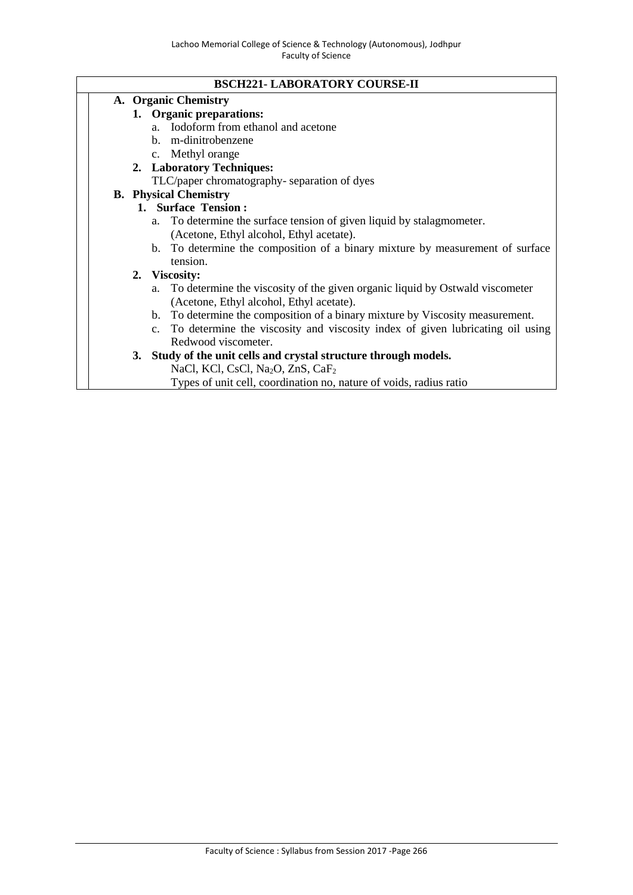## BSCH221- LABORATORY COURSE-II

**A. Organic Chemistry**

1. **Organic preparations:**
   a. Iodoform from ethanol and acetone
   b. m-dinitrobenzene
   c. Methyl orange
2. **Laboratory Techniques:**
   TLC/paper chromatography- separation of dyes

**B. Physical Chemistry**

1. **Surface Tension :**
   a. To determine the surface tension of given liquid by stalagmometer. (Acetone, Ethyl alcohol, Ethyl acetate).
   b. To determine the composition of a binary mixture by measurement of surface tension.
2. **Viscosity:**
   a. To determine the viscosity of the given organic liquid by Ostwald viscometer (Acetone, Ethyl alcohol, Ethyl acetate).
   b. To determine the composition of a binary mixture by Viscosity measurement.
   c. To determine the viscosity and viscosity index of given lubricating oil using Redwood viscometer.
3. **Study of the unit cells and crystal structure through models.**
   NaCl, KCl, CsCl, $Na_2O$, ZnS, $CaF_2$
   Types of unit cell, coordination no, nature of voids, radius ratio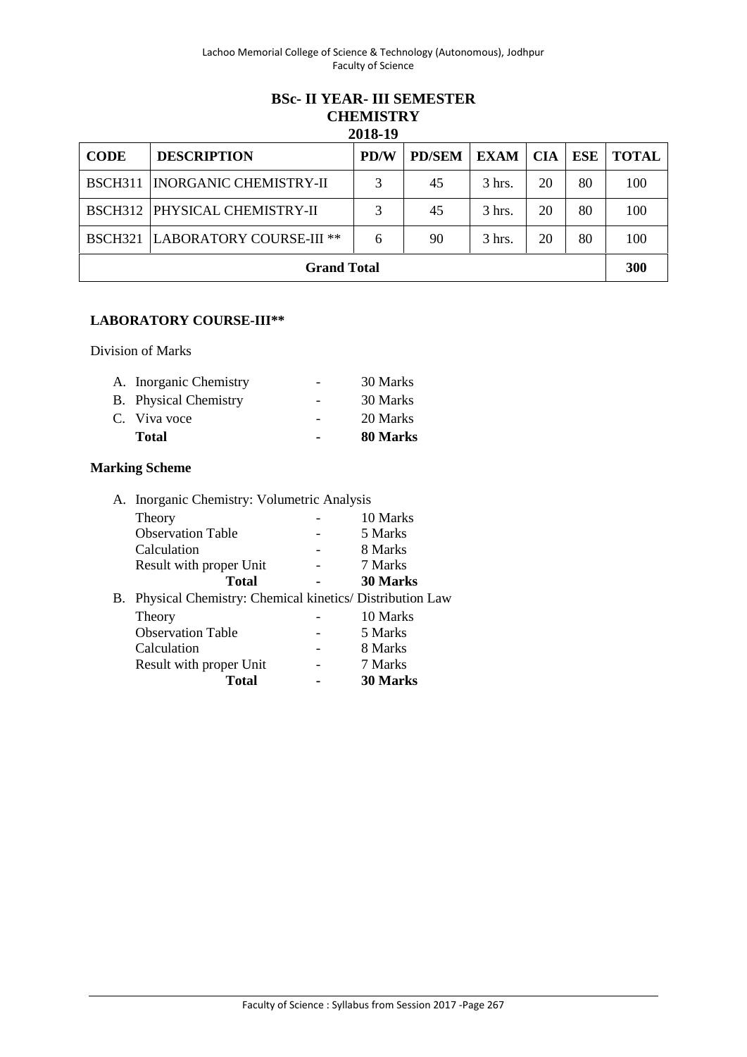## BSc- II YEAR- III SEMESTER
## CHEMISTRY
## 2018-19

| CODE | DESCRIPTION | PD/W | PD/SEM | EXAM | CIA | ESE | TOTAL |
|---|---|---|---|---|---|---|---|
| BSCH311 | INORGANIC CHEMISTRY-II | 3 | 45 | 3 hrs. | 20 | 80 | 100 |
| BSCH312 | PHYSICAL CHEMISTRY-II | 3 | 45 | 3 hrs. | 20 | 80 | 100 |
| BSCH321 | LABORATORY COURSE-III ** | 6 | 90 | 3 hrs. | 20 | 80 | 100 |
| **Grand Total** | | | | | | | **300** |

**LABORATORY COURSE-III****

Division of Marks

| | | |
|---|---|---|
| A. Inorganic Chemistry | - | 30 Marks |
| B. Physical Chemistry | - | 30 Marks |
| C. Viva voce | - | 20 Marks |
| **Total** | **-** | **80 Marks** |

**Marking Scheme**

A. Inorganic Chemistry: Volumetric Analysis

| | | |
|---|---|---|
| Theory | - | 10 Marks |
| Observation Table | - | 5 Marks |
| Calculation | - | 8 Marks |
| Result with proper Unit | - | 7 Marks |
| **Total** | **-** | **30 Marks** |

B. Physical Chemistry: Chemical kinetics/ Distribution Law

| | | |
|---|---|---|
| Theory | - | 10 Marks |
| Observation Table | - | 5 Marks |
| Calculation | - | 8 Marks |
| Result with proper Unit | - | 7 Marks |
| **Total** | **-** | **30 Marks** |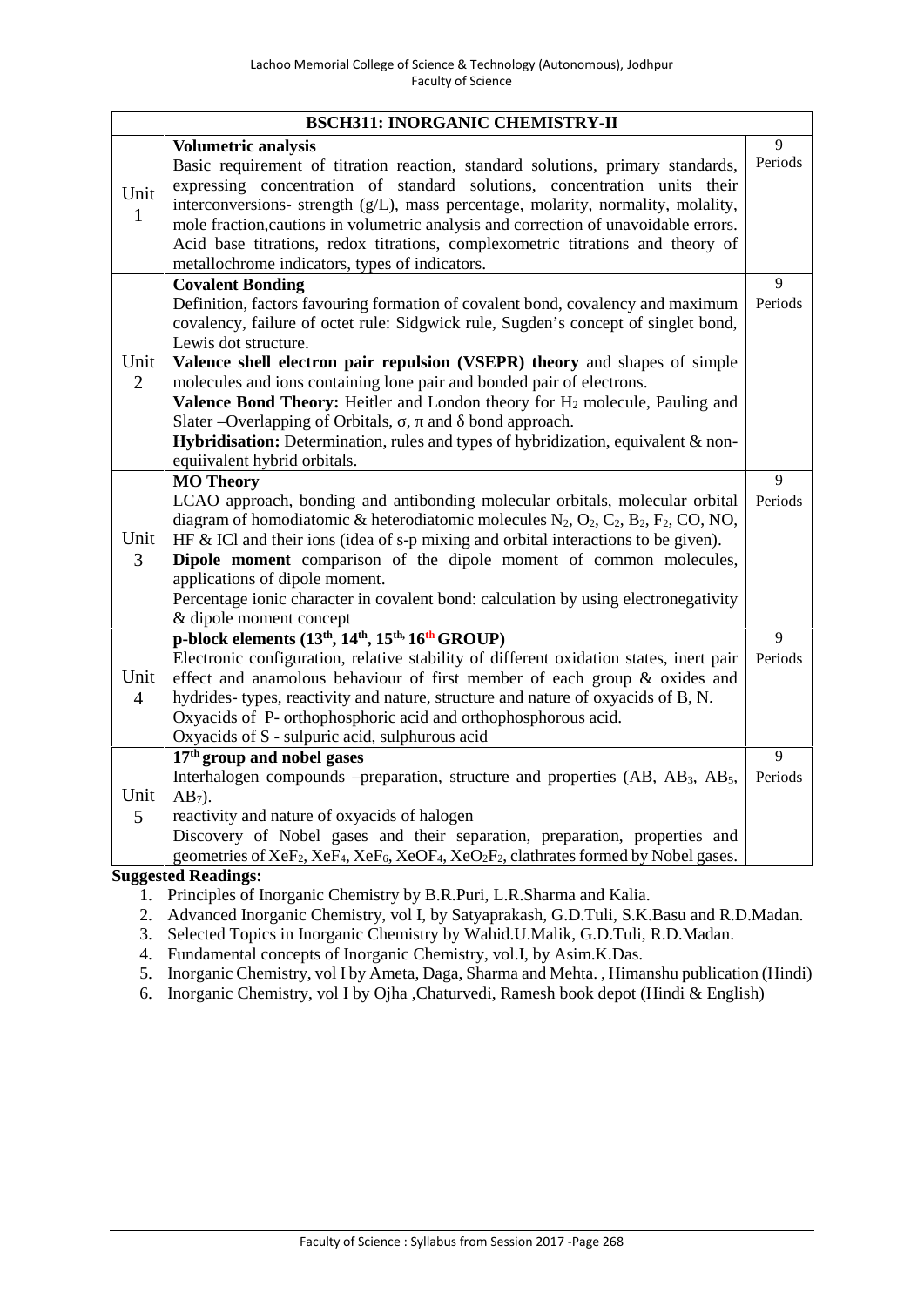| BSCH311: INORGANIC CHEMISTRY-II | | |
|---|---|---|
| Unit 1 | **Volumetric analysis**<br>Basic requirement of titration reaction, standard solutions, primary standards, expressing concentration of standard solutions, concentration units their interconversions- strength (g/L), mass percentage, molarity, normality, molality, mole fraction,cautions in volumetric analysis and correction of unavoidable errors. Acid base titrations, redox titrations, complexometric titrations and theory of metallochrome indicators, types of indicators. | 9 Periods |
| Unit 2 | **Covalent Bonding**<br>Definition, factors favouring formation of covalent bond, covalency and maximum covalency, failure of octet rule: Sidgwick rule, Sugden's concept of singlet bond, Lewis dot structure.<br>**Valence shell electron pair repulsion (VSEPR) theory** and shapes of simple molecules and ions containing lone pair and bonded pair of electrons.<br>**Valence Bond Theory:** Heitler and London theory for $H_2$ molecule, Pauling and Slater –Overlapping of Orbitals, $\sigma$, $\pi$ and $\delta$ bond approach.<br>**Hybridisation:** Determination, rules and types of hybridization, equivalent & non-equiivalent hybrid orbitals. | 9 Periods |
| Unit 3 | **MO Theory**<br>LCAO approach, bonding and antibonding molecular orbitals, molecular orbital diagram of homodiatomic & heterodiatomic molecules $N_2$, $O_2$, $C_2$, $B_2$, $F_2$, CO, NO, HF & ICl and their ions (idea of s-p mixing and orbital interactions to be given).<br>**Dipole moment** comparison of the dipole moment of common molecules, applications of dipole moment.<br>Percentage ionic character in covalent bond: calculation by using electronegativity & dipole moment concept | 9 Periods |
| Unit 4 | **p-block elements (13th, 14th, 15th, 16th GROUP)**<br>Electronic configuration, relative stability of different oxidation states, inert pair effect and anamolous behaviour of first member of each group & oxides and hydrides- types, reactivity and nature, structure and nature of oxyacids of B, N.<br>Oxyacids of P- orthophosphoric acid and orthophosphorous acid.<br>Oxyacids of S - sulpuric acid, sulphurous acid | 9 Periods |
| Unit 5 | **17th group and nobel gases**<br>Interhalogen compounds –preparation, structure and properties (AB, $AB_3$, $AB_5$, $AB_7$).<br>reactivity and nature of oxyacids of halogen<br>Discovery of Nobel gases and their separation, preparation, properties and geometries of $XeF_2$, $XeF_4$, $XeF_6$, $XeOF_4$, $XeO_2F_2$, clathrates formed by Nobel gases. | 9 Periods |

**Suggested Readings:**

1. Principles of Inorganic Chemistry by B.R.Puri, L.R.Sharma and Kalia.
2. Advanced Inorganic Chemistry, vol I, by Satyaprakash, G.D.Tuli, S.K.Basu and R.D.Madan.
3. Selected Topics in Inorganic Chemistry by Wahid.U.Malik, G.D.Tuli, R.D.Madan.
4. Fundamental concepts of Inorganic Chemistry, vol.I, by Asim.K.Das.
5. Inorganic Chemistry, vol I by Ameta, Daga, Sharma and Mehta. , Himanshu publication (Hindi)
6. Inorganic Chemistry, vol I by Ojha ,Chaturvedi, Ramesh book depot (Hindi & English)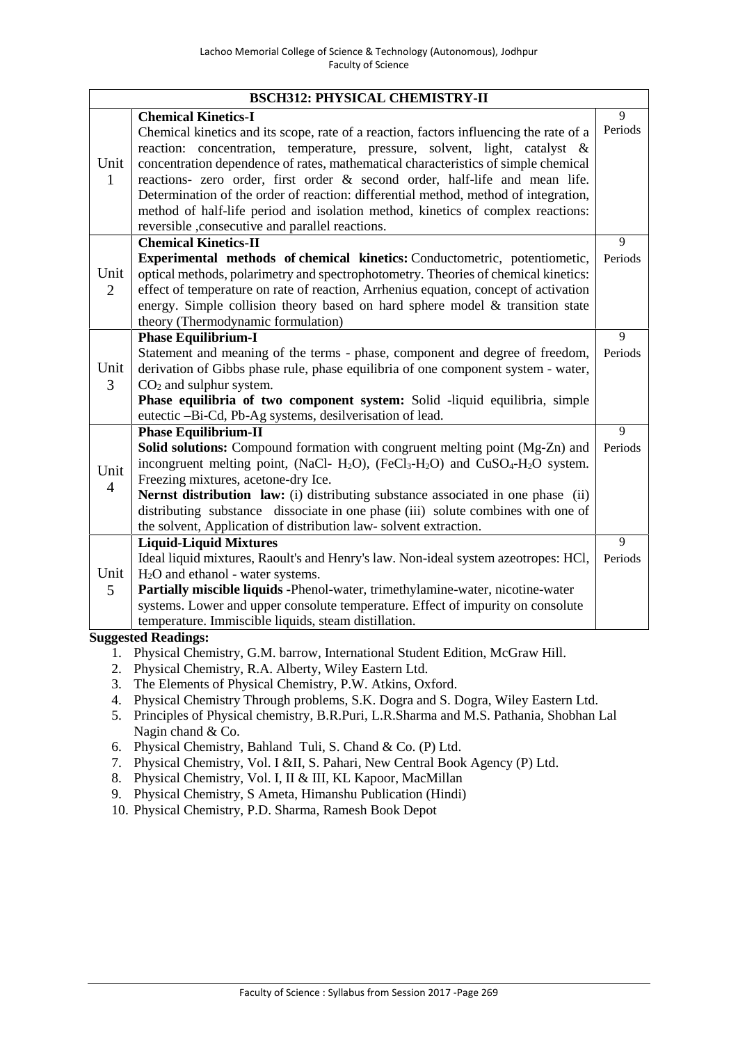| BSCH312: PHYSICAL CHEMISTRY-II | | |
|---|---|---|
| Unit 1 | **Chemical Kinetics-I**<br>Chemical kinetics and its scope, rate of a reaction, factors influencing the rate of a reaction: concentration, temperature, pressure, solvent, light, catalyst & concentration dependence of rates, mathematical characteristics of simple chemical reactions- zero order, first order & second order, half-life and mean life. Determination of the order of reaction: differential method, method of integration, method of half-life period and isolation method, kinetics of complex reactions: reversible ,consecutive and parallel reactions. | 9 Periods |
| Unit 2 | **Chemical Kinetics-II**<br>**Experimental methods of chemical kinetics:** Conductometric, potentiometic, optical methods, polarimetry and spectrophotometry. Theories of chemical kinetics: effect of temperature on rate of reaction, Arrhenius equation, concept of activation energy. Simple collision theory based on hard sphere model & transition state theory (Thermodynamic formulation) | 9 Periods |
| Unit 3 | **Phase Equilibrium-I**<br>Statement and meaning of the terms - phase, component and degree of freedom, derivation of Gibbs phase rule, phase equilibria of one component system - water, $CO_2$ and sulphur system.<br>**Phase equilibria of two component system:** Solid -liquid equilibria, simple eutectic –Bi-Cd, Pb-Ag systems, desilverisation of lead. | 9 Periods |
| Unit 4 | **Phase Equilibrium-II**<br>**Solid solutions:** Compound formation with congruent melting point (Mg-Zn) and incongruent melting point, (NaCl- $H_2O$), ($FeCl_3$-$H_2O$) and $CuSO_4$-$H_2O$ system. Freezing mixtures, acetone-dry Ice.<br>**Nernst distribution law:** (i) distributing substance associated in one phase (ii) distributing substance dissociate in one phase (iii) solute combines with one of the solvent, Application of distribution law- solvent extraction. | 9 Periods |
| Unit 5 | **Liquid-Liquid Mixtures**<br>Ideal liquid mixtures, Raoult's and Henry's law. Non-ideal system azeotropes: HCl, $H_2O$ and ethanol - water systems.<br>**Partially miscible liquids** -Phenol-water, trimethylamine-water, nicotine-water systems. Lower and upper consolute temperature. Effect of impurity on consolute temperature. Immiscible liquids, steam distillation. | 9 Periods |

**Suggested Readings:**

1. Physical Chemistry, G.M. barrow, International Student Edition, McGraw Hill.
2. Physical Chemistry, R.A. Alberty, Wiley Eastern Ltd.
3. The Elements of Physical Chemistry, P.W. Atkins, Oxford.
4. Physical Chemistry Through problems, S.K. Dogra and S. Dogra, Wiley Eastern Ltd.
5. Principles of Physical chemistry, B.R.Puri, L.R.Sharma and M.S. Pathania, Shobhan Lal Nagin chand & Co.
6. Physical Chemistry, Bahland Tuli, S. Chand & Co. (P) Ltd.
7. Physical Chemistry, Vol. I &II, S. Pahari, New Central Book Agency (P) Ltd.
8. Physical Chemistry, Vol. I, II & III, KL Kapoor, MacMillan
9. Physical Chemistry, S Ameta, Himanshu Publication (Hindi)
10. Physical Chemistry, P.D. Sharma, Ramesh Book Depot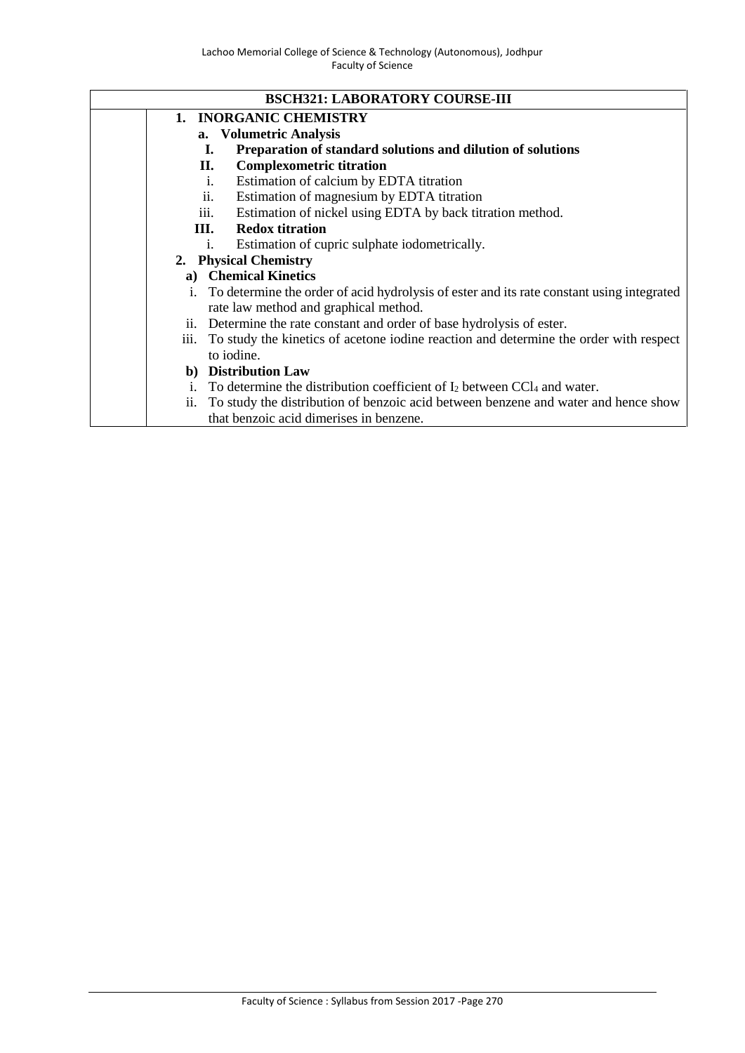## BSCH321: LABORATORY COURSE-III

1. **INORGANIC CHEMISTRY**
   - **a. Volumetric Analysis**
     - **I. Preparation of standard solutions and dilution of solutions**
     - **II. Complexometric titration**
       - i. Estimation of calcium by EDTA titration
       - ii. Estimation of magnesium by EDTA titration
       - iii. Estimation of nickel using EDTA by back titration method.
     - **III. Redox titration**
       - i. Estimation of cupric sulphate iodometrically.
2. **Physical Chemistry**
   - **a) Chemical Kinetics**
     - i. To determine the order of acid hydrolysis of ester and its rate constant using integrated rate law method and graphical method.
     - ii. Determine the rate constant and order of base hydrolysis of ester.
     - iii. To study the kinetics of acetone iodine reaction and determine the order with respect to iodine.
   - **b) Distribution Law**
     - i. To determine the distribution coefficient of $I_2$ between $CCl_4$ and water.
     - ii. To study the distribution of benzoic acid between benzene and water and hence show that benzoic acid dimerises in benzene.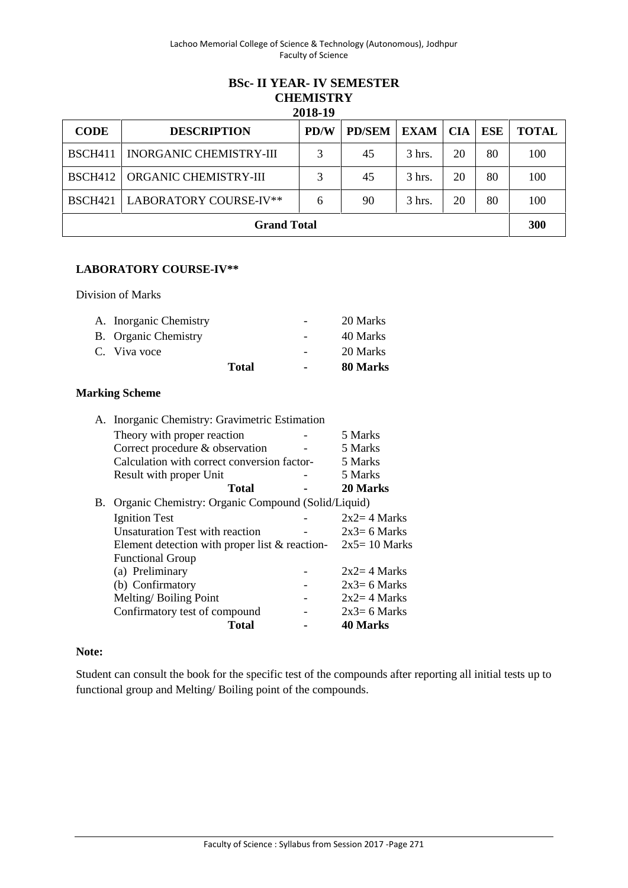## BSc- II YEAR- IV SEMESTER
## CHEMISTRY
### 2018-19

| CODE | DESCRIPTION | PD/W | PD/SEM | EXAM | CIA | ESE | TOTAL |
|---|---|---|---|---|---|---|---|
| BSCH411 | INORGANIC CHEMISTRY-III | 3 | 45 | 3 hrs. | 20 | 80 | 100 |
| BSCH412 | ORGANIC CHEMISTRY-III | 3 | 45 | 3 hrs. | 20 | 80 | 100 |
| BSCH421 | LABORATORY COURSE-IV** | 6 | 90 | 3 hrs. | 20 | 80 | 100 |
| **Grand Total** | | | | | | | **300** |

**LABORATORY COURSE-IV****

Division of Marks

| | | |
|---|---|---|
| A. Inorganic Chemistry | - | 20 Marks |
| B. Organic Chemistry | - | 40 Marks |
| C. Viva voce | - | 20 Marks |
| **Total** | **-** | **80 Marks** |

**Marking Scheme**

A. Inorganic Chemistry: Gravimetric Estimation

| | | |
|---|---|---|
| Theory with proper reaction | - | 5 Marks |
| Correct procedure & observation | - | 5 Marks |
| Calculation with correct conversion factor | - | 5 Marks |
| Result with proper Unit | - | 5 Marks |
| **Total** | **-** | **20 Marks** |

B. Organic Chemistry: Organic Compound (Solid/Liquid)

| | | |
|---|---|---|
| Ignition Test | - | 2x2= 4 Marks |
| Unsaturation Test with reaction | - | 2x3= 6 Marks |
| Element detection with proper list & reaction | - | 2x5= 10 Marks |
| Functional Group | | |
| (a) Preliminary | - | 2x2= 4 Marks |
| (b) Confirmatory | - | 2x3= 6 Marks |
| Melting/ Boiling Point | - | 2x2= 4 Marks |
| Confirmatory test of compound | - | 2x3= 6 Marks |
| **Total** | **-** | **40 Marks** |

**Note:**

Student can consult the book for the specific test of the compounds after reporting all initial tests up to functional group and Melting/ Boiling point of the compounds.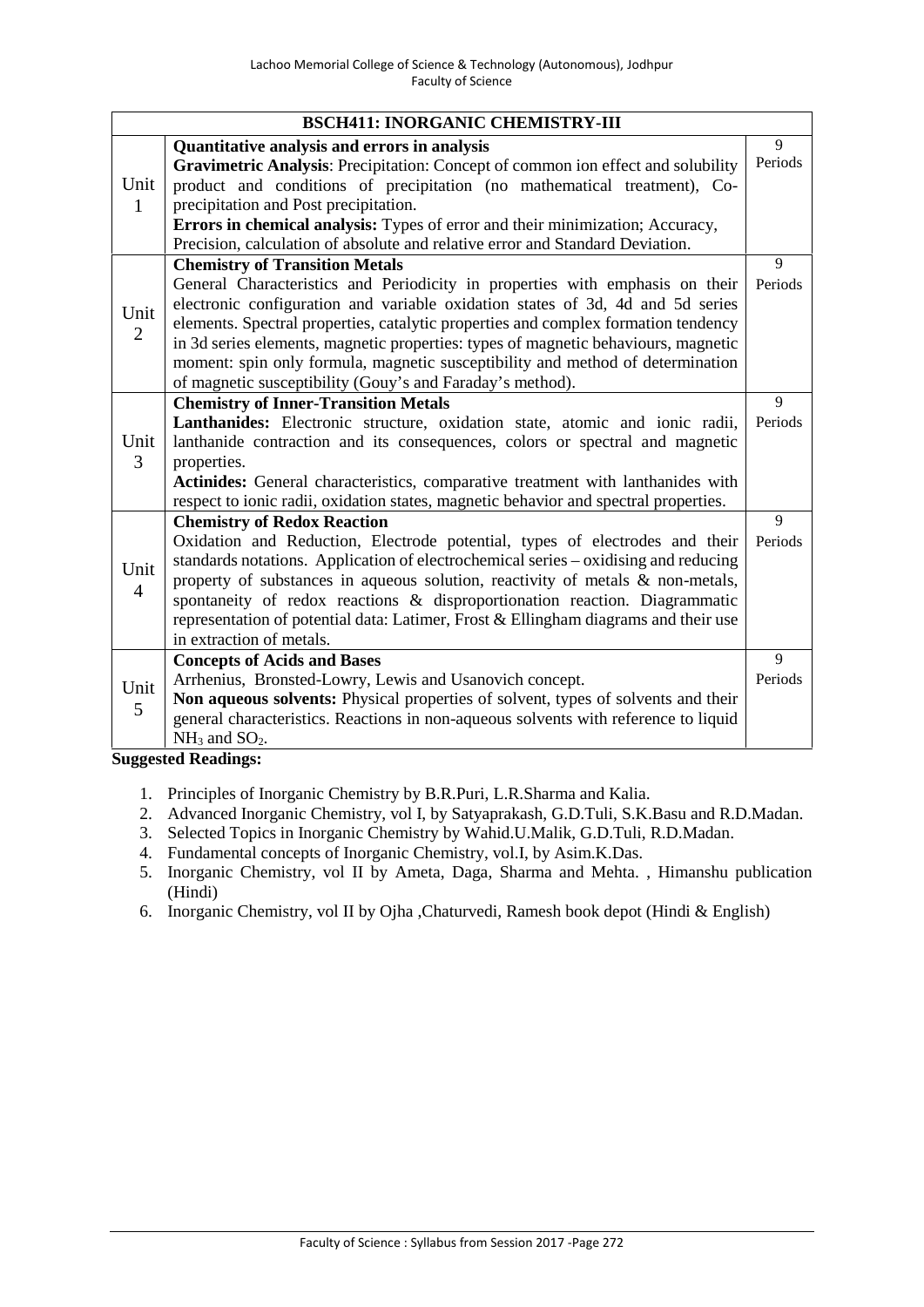| BSCH411: INORGANIC CHEMISTRY-III | | |
|---|---|---|
| Unit 1 | **Quantitative analysis and errors in analysis**<br>**Gravimetric Analysis**: Precipitation: Concept of common ion effect and solubility product and conditions of precipitation (no mathematical treatment), Co-precipitation and Post precipitation.<br>**Errors in chemical analysis:** Types of error and their minimization; Accuracy, Precision, calculation of absolute and relative error and Standard Deviation. | 9 Periods |
| Unit 2 | **Chemistry of Transition Metals**<br>General Characteristics and Periodicity in properties with emphasis on their electronic configuration and variable oxidation states of 3d, 4d and 5d series elements. Spectral properties, catalytic properties and complex formation tendency in 3d series elements, magnetic properties: types of magnetic behaviours, magnetic moment: spin only formula, magnetic susceptibility and method of determination of magnetic susceptibility (Gouy's and Faraday's method). | 9 Periods |
| Unit 3 | **Chemistry of Inner-Transition Metals**<br>**Lanthanides:** Electronic structure, oxidation state, atomic and ionic radii, lanthanide contraction and its consequences, colors or spectral and magnetic properties.<br>**Actinides:** General characteristics, comparative treatment with lanthanides with respect to ionic radii, oxidation states, magnetic behavior and spectral properties. | 9 Periods |
| Unit 4 | **Chemistry of Redox Reaction**<br>Oxidation and Reduction, Electrode potential, types of electrodes and their standards notations. Application of electrochemical series – oxidising and reducing property of substances in aqueous solution, reactivity of metals & non-metals, spontaneity of redox reactions & disproportionation reaction. Diagrammatic representation of potential data: Latimer, Frost & Ellingham diagrams and their use in extraction of metals. | 9 Periods |
| Unit 5 | **Concepts of Acids and Bases**<br>Arrhenius, Bronsted-Lowry, Lewis and Usanovich concept.<br>**Non aqueous solvents:** Physical properties of solvent, types of solvents and their general characteristics. Reactions in non-aqueous solvents with reference to liquid $NH_3$ and $SO_2$. | 9 Periods |

**Suggested Readings:**

1. Principles of Inorganic Chemistry by B.R.Puri, L.R.Sharma and Kalia.
2. Advanced Inorganic Chemistry, vol I, by Satyaprakash, G.D.Tuli, S.K.Basu and R.D.Madan.
3. Selected Topics in Inorganic Chemistry by Wahid.U.Malik, G.D.Tuli, R.D.Madan.
4. Fundamental concepts of Inorganic Chemistry, vol.I, by Asim.K.Das.
5. Inorganic Chemistry, vol II by Ameta, Daga, Sharma and Mehta. , Himanshu publication (Hindi)
6. Inorganic Chemistry, vol II by Ojha ,Chaturvedi, Ramesh book depot (Hindi & English)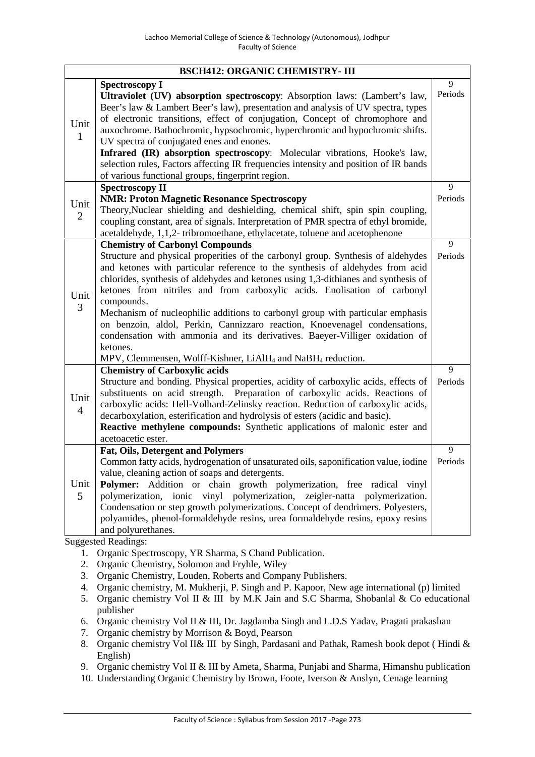| BSCH412: ORGANIC CHEMISTRY- III | | |
|---|---|---|
| Unit 1 | **Spectroscopy I**<br>**Ultraviolet (UV) absorption spectroscopy**: Absorption laws: (Lambert's law, Beer's law & Lambert Beer's law), presentation and analysis of UV spectra, types of electronic transitions, effect of conjugation, Concept of chromophore and auxochrome. Bathochromic, hypsochromic, hyperchromic and hypochromic shifts. UV spectra of conjugated enes and enones.<br>**Infrared (IR) absorption spectroscopy**: Molecular vibrations, Hooke's law, selection rules, Factors affecting IR frequencies intensity and position of IR bands of various functional groups, fingerprint region. | 9 Periods |
| Unit 2 | **Spectroscopy II**<br>**NMR: Proton Magnetic Resonance Spectroscopy**<br>Theory,Nuclear shielding and deshielding, chemical shift, spin spin coupling, coupling constant, area of signals. Interpretation of PMR spectra of ethyl bromide, acetaldehyde, 1,1,2- tribromoethane, ethylacetate, toluene and acetophenone | 9 Periods |
| Unit 3 | **Chemistry of Carbonyl Compounds**<br>Structure and physical properities of the carbonyl group. Synthesis of aldehydes and ketones with particular reference to the synthesis of aldehydes from acid chlorides, synthesis of aldehydes and ketones using 1,3-dithianes and synthesis of ketones from nitriles and from carboxylic acids. Enolisation of carbonyl compounds.<br>Mechanism of nucleophilic additions to carbonyl group with particular emphasis on benzoin, aldol, Perkin, Cannizzaro reaction, Knoevenagel condensations, condensation with ammonia and its derivatives. Baeyer-Villiger oxidation of ketones.<br>MPV, Clemmensen, Wolff-Kishner, $LiAlH_4$ and $NaBH_4$ reduction. | 9 Periods |
| Unit 4 | **Chemistry of Carboxylic acids**<br>Structure and bonding. Physical properties, acidity of carboxylic acids, effects of substituents on acid strength. Preparation of carboxylic acids. Reactions of carboxylic acids: Hell-Volhard-Zelinsky reaction. Reduction of carboxylic acids, decarboxylation, esterification and hydrolysis of esters (acidic and basic).<br>**Reactive methylene compounds:** Synthetic applications of malonic ester and acetoacetic ester. | 9 Periods |
| Unit 5 | **Fat, Oils, Detergent and Polymers**<br>Common fatty acids, hydrogenation of unsaturated oils, saponification value, iodine value, cleaning action of soaps and detergents.<br>**Polymer:** Addition or chain growth polymerization, free radical vinyl polymerization, ionic vinyl polymerization, zeigler-natta polymerization. Condensation or step growth polymerizations. Concept of dendrimers. Polyesters, polyamides, phenol-formaldehyde resins, urea formaldehyde resins, epoxy resins and polyurethanes. | 9 Periods |

Suggested Readings:

1. Organic Spectroscopy, YR Sharma, S Chand Publication.
2. Organic Chemistry, Solomon and Fryhle, Wiley
3. Organic Chemistry, Louden, Roberts and Company Publishers.
4. Organic chemistry, M. Mukherji, P. Singh and P. Kapoor, New age international (p) limited
5. Organic chemistry Vol II & III by M.K Jain and S.C Sharma, Shobanlal & Co educational publisher
6. Organic chemistry Vol II & III, Dr. Jagdamba Singh and L.D.S Yadav, Pragati prakashan
7. Organic chemistry by Morrison & Boyd, Pearson
8. Organic chemistry Vol II& III by Singh, Pardasani and Pathak, Ramesh book depot ( Hindi & English)
9. Organic chemistry Vol II & III by Ameta, Sharma, Punjabi and Sharma, Himanshu publication
10. Understanding Organic Chemistry by Brown, Foote, Iverson & Anslyn, Cenage learning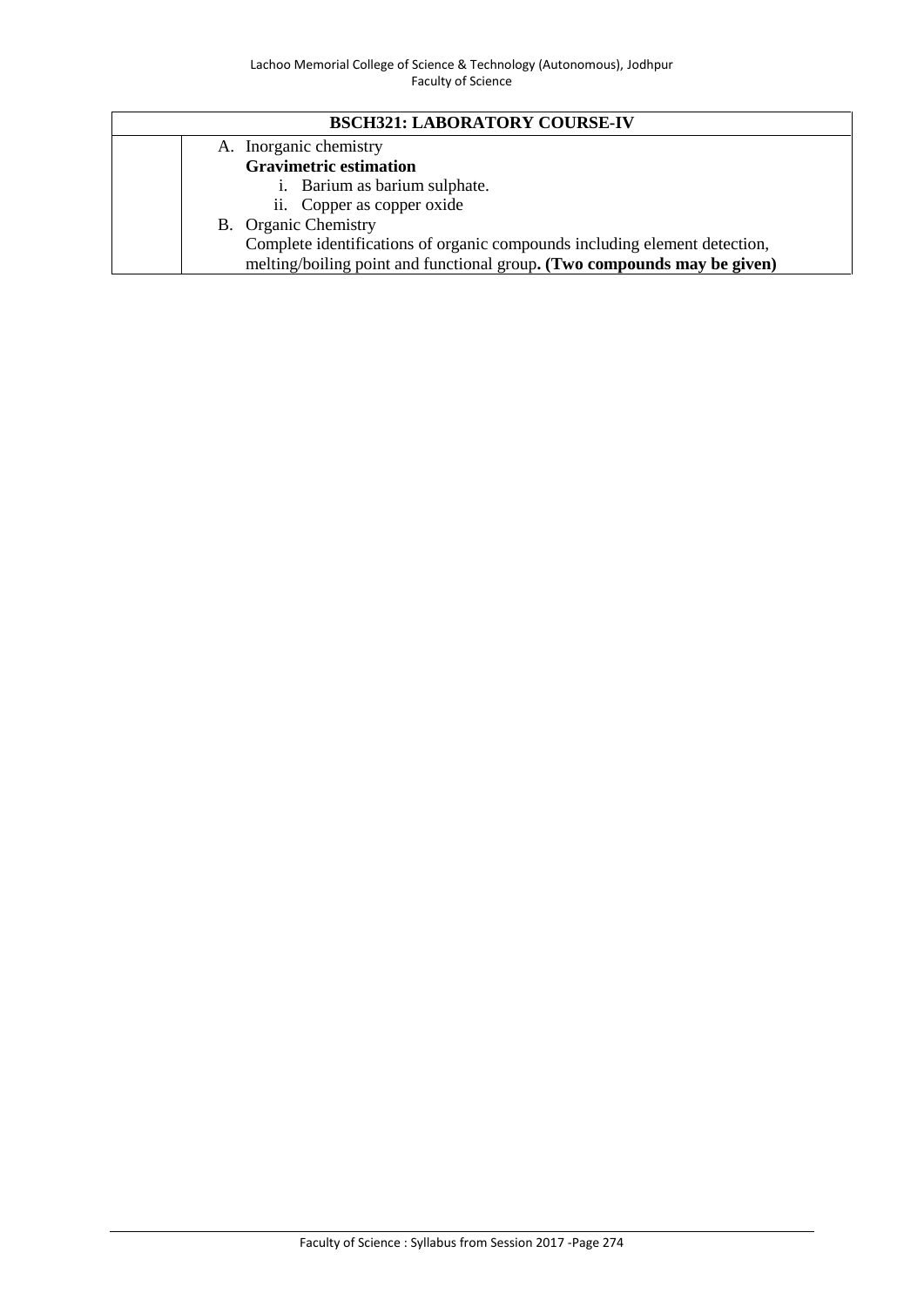| BSCH321: LABORATORY COURSE-IV | |
|---|---|
| | A. Inorganic chemistry<br>**Gravimetric estimation**<br>i. Barium as barium sulphate.<br>ii. Copper as copper oxide<br>B. Organic Chemistry<br>Complete identifications of organic compounds including element detection, melting/boiling point and functional group**. (Two compounds may be given)** |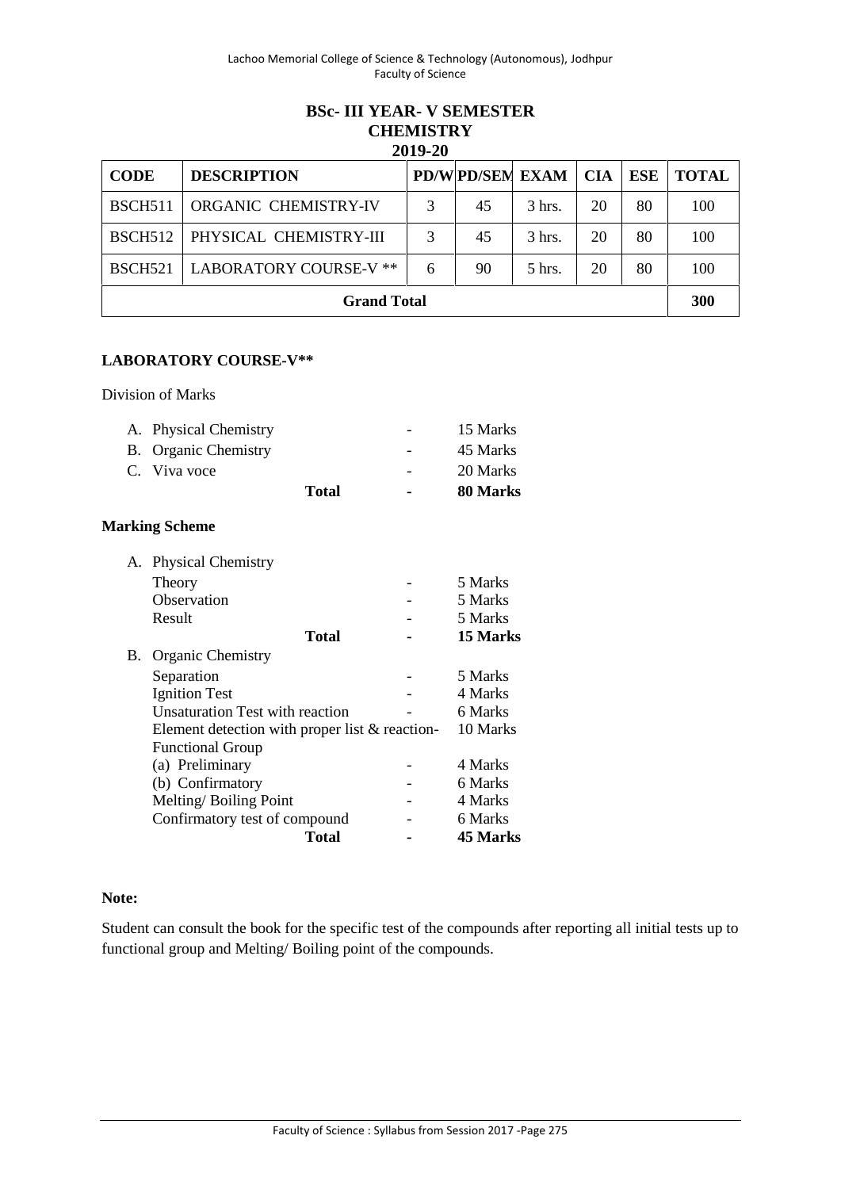## BSc- III YEAR- V SEMESTER
## CHEMISTRY
## 2019-20

| CODE | DESCRIPTION | PD/W | PD/SEM | EXAM | CIA | ESE | TOTAL |
|---|---|---|---|---|---|---|---|
| BSCH511 | ORGANIC CHEMISTRY-IV | 3 | 45 | 3 hrs. | 20 | 80 | 100 |
| BSCH512 | PHYSICAL CHEMISTRY-III | 3 | 45 | 3 hrs. | 20 | 80 | 100 |
| BSCH521 | LABORATORY COURSE-V ** | 6 | 90 | 5 hrs. | 20 | 80 | 100 |
| **Grand Total** | | | | | | | **300** |

**LABORATORY COURSE-V****

Division of Marks

| | | |
|---|---|---|
| A. Physical Chemistry | - | 15 Marks |
| B. Organic Chemistry | - | 45 Marks |
| C. Viva voce | - | 20 Marks |
| **Total** | **-** | **80 Marks** |

**Marking Scheme**

A. Physical Chemistry

| | | |
|---|---|---|
| Theory | - | 5 Marks |
| Observation | - | 5 Marks |
| Result | - | 5 Marks |
| **Total** | **-** | **15 Marks** |

B. Organic Chemistry

| | | |
|---|---|---|
| Separation | - | 5 Marks |
| Ignition Test | - | 4 Marks |
| Unsaturation Test with reaction | - | 6 Marks |
| Element detection with proper list & reaction | - | 10 Marks |
| Functional Group | | |
| (a) Preliminary | - | 4 Marks |
| (b) Confirmatory | - | 6 Marks |
| Melting/ Boiling Point | - | 4 Marks |
| Confirmatory test of compound | - | 6 Marks |
| **Total** | **-** | **45 Marks** |

**Note:**

Student can consult the book for the specific test of the compounds after reporting all initial tests up to functional group and Melting/ Boiling point of the compounds.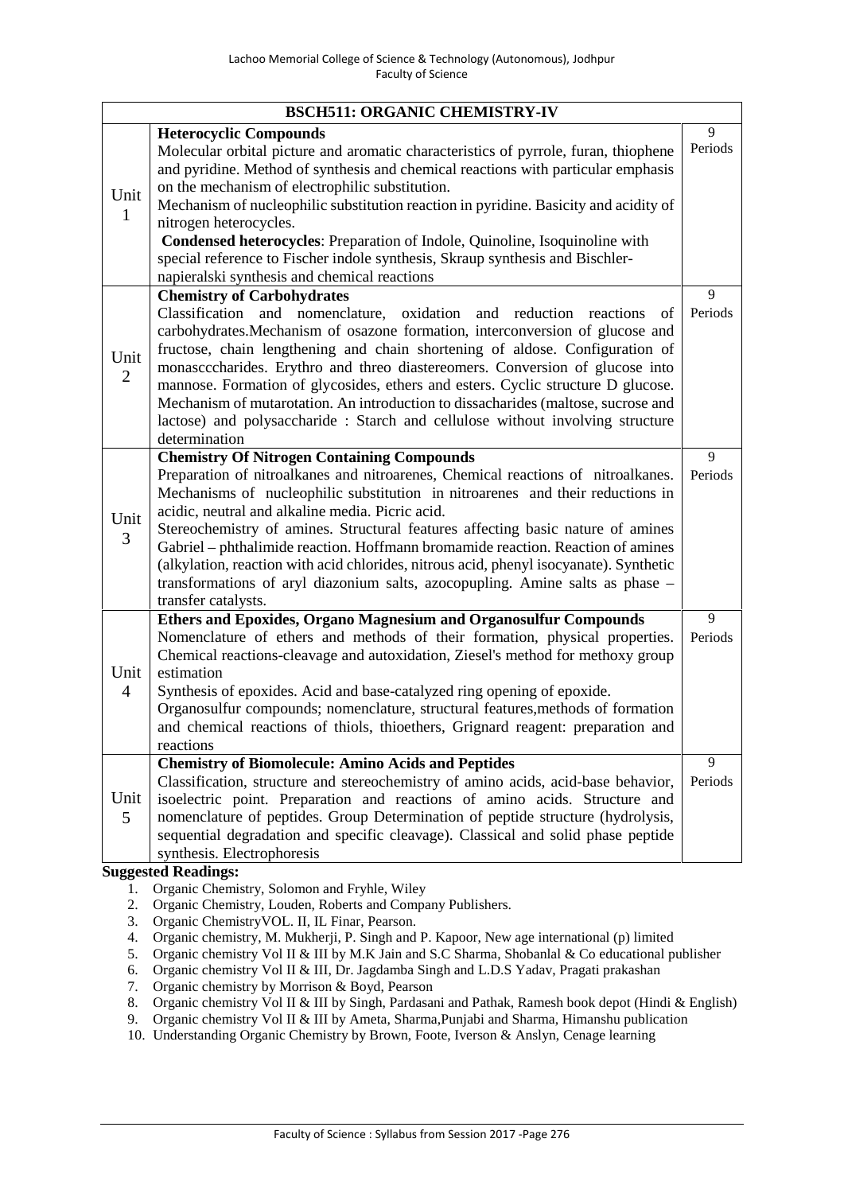| BSCH511: ORGANIC CHEMISTRY-IV | | |
|---|---|---|
| Unit 1 | **Heterocyclic Compounds**<br>Molecular orbital picture and aromatic characteristics of pyrrole, furan, thiophene and pyridine. Method of synthesis and chemical reactions with particular emphasis on the mechanism of electrophilic substitution.<br>Mechanism of nucleophilic substitution reaction in pyridine. Basicity and acidity of nitrogen heterocycles.<br>**Condensed heterocycles**: Preparation of Indole, Quinoline, Isoquinoline with special reference to Fischer indole synthesis, Skraup synthesis and Bischler-napieralski synthesis and chemical reactions | 9 Periods |
| Unit 2 | **Chemistry of Carbohydrates**<br>Classification and nomenclature, oxidation and reduction reactions of carbohydrates.Mechanism of osazone formation, interconversion of glucose and fructose, chain lengthening and chain shortening of aldose. Configuration of monascccharides. Erythro and threo diastereomers. Conversion of glucose into mannose. Formation of glycosides, ethers and esters. Cyclic structure D glucose. Mechanism of mutarotation. An introduction to dissacharides (maltose, sucrose and lactose) and polysaccharide : Starch and cellulose without involving structure determination | 9 Periods |
| Unit 3 | **Chemistry Of Nitrogen Containing Compounds**<br>Preparation of nitroalkanes and nitroarenes, Chemical reactions of nitroalkanes. Mechanisms of nucleophilic substitution in nitroarenes and their reductions in acidic, neutral and alkaline media. Picric acid.<br>Stereochemistry of amines. Structural features affecting basic nature of amines Gabriel – phthalimide reaction. Hoffmann bromamide reaction. Reaction of amines (alkylation, reaction with acid chlorides, nitrous acid, phenyl isocyanate). Synthetic transformations of aryl diazonium salts, azocopupling. Amine salts as phase – transfer catalysts. | 9 Periods |
| Unit 4 | **Ethers and Epoxides, Organo Magnesium and Organosulfur Compounds**<br>Nomenclature of ethers and methods of their formation, physical properties. Chemical reactions-cleavage and autoxidation, Ziesel's method for methoxy group estimation<br>Synthesis of epoxides. Acid and base-catalyzed ring opening of epoxide.<br>Organosulfur compounds; nomenclature, structural features,methods of formation and chemical reactions of thiols, thioethers, Grignard reagent: preparation and reactions | 9 Periods |
| Unit 5 | **Chemistry of Biomolecule: Amino Acids and Peptides**<br>Classification, structure and stereochemistry of amino acids, acid-base behavior, isoelectric point. Preparation and reactions of amino acids. Structure and nomenclature of peptides. Group Determination of peptide structure (hydrolysis, sequential degradation and specific cleavage). Classical and solid phase peptide synthesis. Electrophoresis | 9 Periods |

**Suggested Readings:**

1. Organic Chemistry, Solomon and Fryhle, Wiley
2. Organic Chemistry, Louden, Roberts and Company Publishers.
3. Organic ChemistryVOL. II, IL Finar, Pearson.
4. Organic chemistry, M. Mukherji, P. Singh and P. Kapoor, New age international (p) limited
5. Organic chemistry Vol II & III by M.K Jain and S.C Sharma, Shobanlal & Co educational publisher
6. Organic chemistry Vol II & III, Dr. Jagdamba Singh and L.D.S Yadav, Pragati prakashan
7. Organic chemistry by Morrison & Boyd, Pearson
8. Organic chemistry Vol II & III by Singh, Pardasani and Pathak, Ramesh book depot (Hindi & English)
9. Organic chemistry Vol II & III by Ameta, Sharma,Punjabi and Sharma, Himanshu publication
10. Understanding Organic Chemistry by Brown, Foote, Iverson & Anslyn, Cenage learning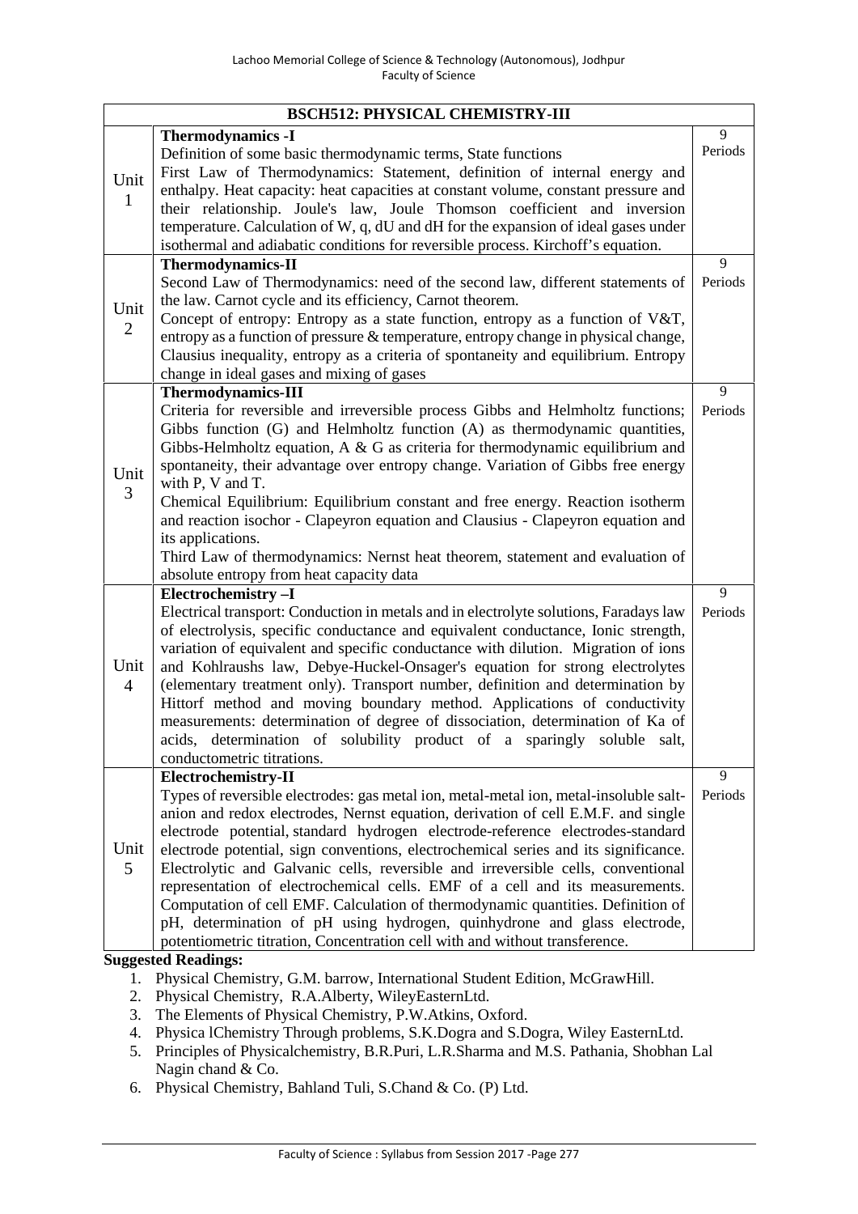| BSCH512: PHYSICAL CHEMISTRY-III | | |
|---|---|---|
| Unit 1 | **Thermodynamics -I**<br>Definition of some basic thermodynamic terms, State functions<br>First Law of Thermodynamics: Statement, definition of internal energy and enthalpy. Heat capacity: heat capacities at constant volume, constant pressure and their relationship. Joule's law, Joule Thomson coefficient and inversion temperature. Calculation of W, q, dU and dH for the expansion of ideal gases under isothermal and adiabatic conditions for reversible process. Kirchoff's equation. | 9 Periods |
| Unit 2 | **Thermodynamics-II**<br>Second Law of Thermodynamics: need of the second law, different statements of the law. Carnot cycle and its efficiency, Carnot theorem.<br>Concept of entropy: Entropy as a state function, entropy as a function of V&T, entropy as a function of pressure & temperature, entropy change in physical change, Clausius inequality, entropy as a criteria of spontaneity and equilibrium. Entropy change in ideal gases and mixing of gases | 9 Periods |
| Unit 3 | **Thermodynamics-III**<br>Criteria for reversible and irreversible process Gibbs and Helmholtz functions; Gibbs function (G) and Helmholtz function (A) as thermodynamic quantities, Gibbs-Helmholtz equation, A & G as criteria for thermodynamic equilibrium and spontaneity, their advantage over entropy change. Variation of Gibbs free energy with P, V and T.<br>Chemical Equilibrium: Equilibrium constant and free energy. Reaction isotherm and reaction isochor - Clapeyron equation and Clausius - Clapeyron equation and its applications.<br>Third Law of thermodynamics: Nernst heat theorem, statement and evaluation of absolute entropy from heat capacity data | 9 Periods |
| Unit 4 | **Electrochemistry –I**<br>Electrical transport: Conduction in metals and in electrolyte solutions, Faradays law of electrolysis, specific conductance and equivalent conductance, Ionic strength, variation of equivalent and specific conductance with dilution. Migration of ions and Kohlraushs law, Debye-Huckel-Onsager's equation for strong electrolytes (elementary treatment only). Transport number, definition and determination by Hittorf method and moving boundary method. Applications of conductivity measurements: determination of degree of dissociation, determination of Ka of acids, determination of solubility product of a sparingly soluble salt, conductometric titrations. | 9 Periods |
| Unit 5 | **Electrochemistry-II**<br>Types of reversible electrodes: gas metal ion, metal-metal ion, metal-insoluble salt-anion and redox electrodes, Nernst equation, derivation of cell E.M.F. and single electrode potential, standard hydrogen electrode-reference electrodes-standard electrode potential, sign conventions, electrochemical series and its significance. Electrolytic and Galvanic cells, reversible and irreversible cells, conventional representation of electrochemical cells. EMF of a cell and its measurements. Computation of cell EMF. Calculation of thermodynamic quantities. Definition of pH, determination of pH using hydrogen, quinhydrone and glass electrode, potentiometric titration, Concentration cell with and without transference. | 9 Periods |

**Suggested Readings:**

1. Physical Chemistry, G.M. barrow, International Student Edition, McGrawHill.
2. Physical Chemistry, R.A.Alberty, WileyEasternLtd.
3. The Elements of Physical Chemistry, P.W.Atkins, Oxford.
4. Physica lChemistry Through problems, S.K.Dogra and S.Dogra, Wiley EasternLtd.
5. Principles of Physicalchemistry, B.R.Puri, L.R.Sharma and M.S. Pathania, Shobhan Lal Nagin chand & Co.
6. Physical Chemistry, Bahland Tuli, S.Chand & Co. (P) Ltd.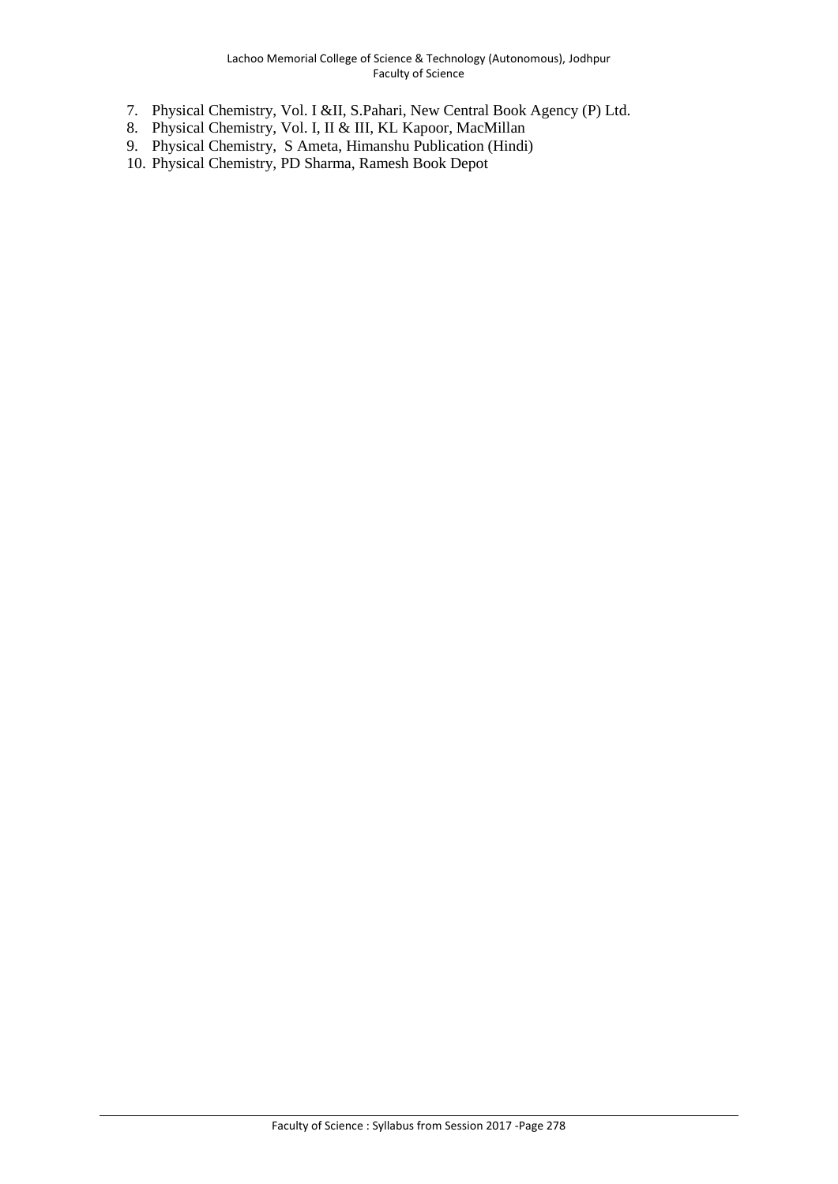7. Physical Chemistry, Vol. I &II, S.Pahari, New Central Book Agency (P) Ltd.
8. Physical Chemistry, Vol. I, II & III, KL Kapoor, MacMillan
9. Physical Chemistry, S Ameta, Himanshu Publication (Hindi)
10. Physical Chemistry, PD Sharma, Ramesh Book Depot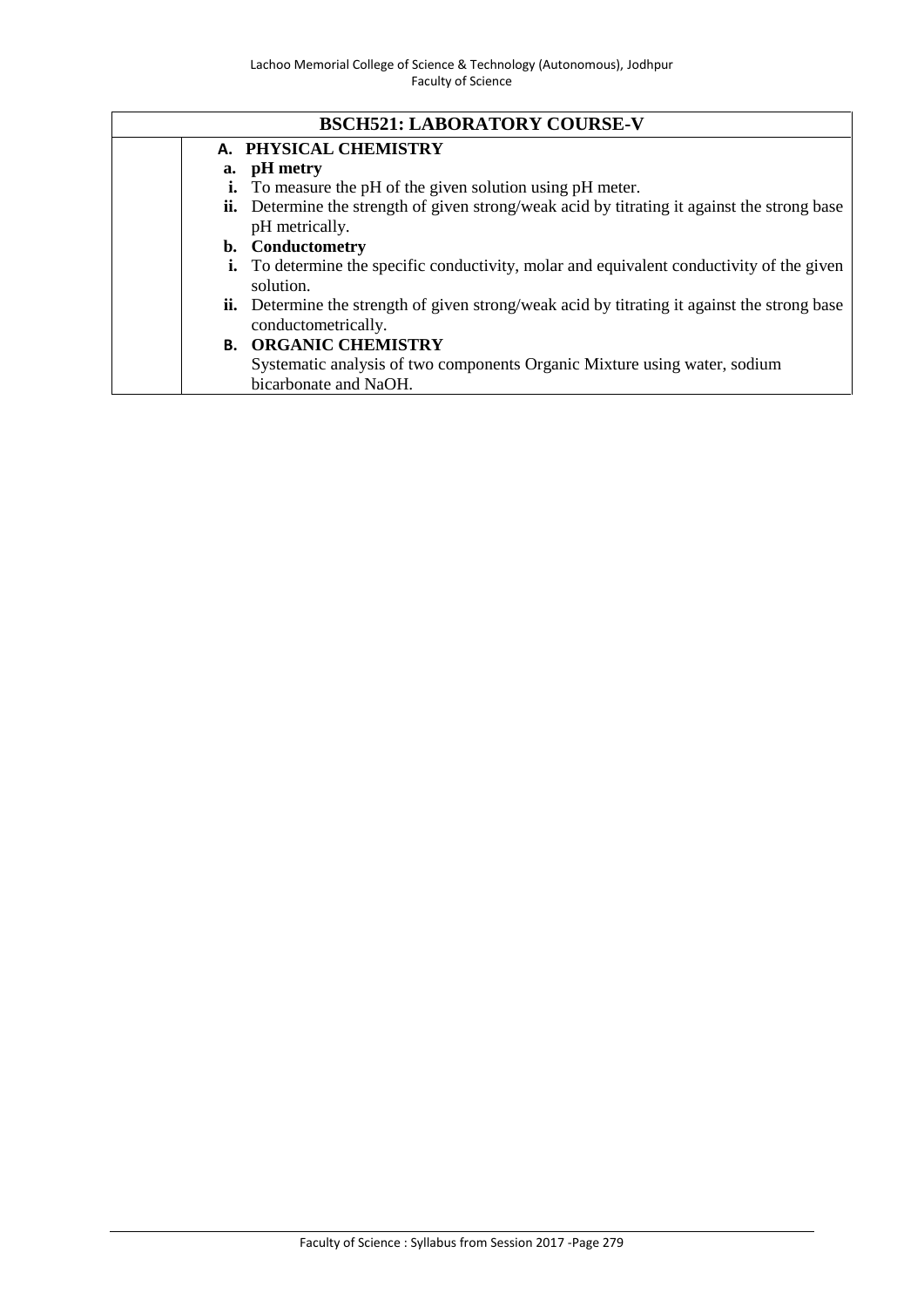## BSCH521: LABORATORY COURSE-V

**A. PHYSICAL CHEMISTRY**

**a. pH metry**

**i.** To measure the pH of the given solution using pH meter.

**ii.** Determine the strength of given strong/weak acid by titrating it against the strong base pH metrically.

**b. Conductometry**

**i.** To determine the specific conductivity, molar and equivalent conductivity of the given solution.

**ii.** Determine the strength of given strong/weak acid by titrating it against the strong base conductometrically.

**B. ORGANIC CHEMISTRY**

Systematic analysis of two components Organic Mixture using water, sodium bicarbonate and NaOH.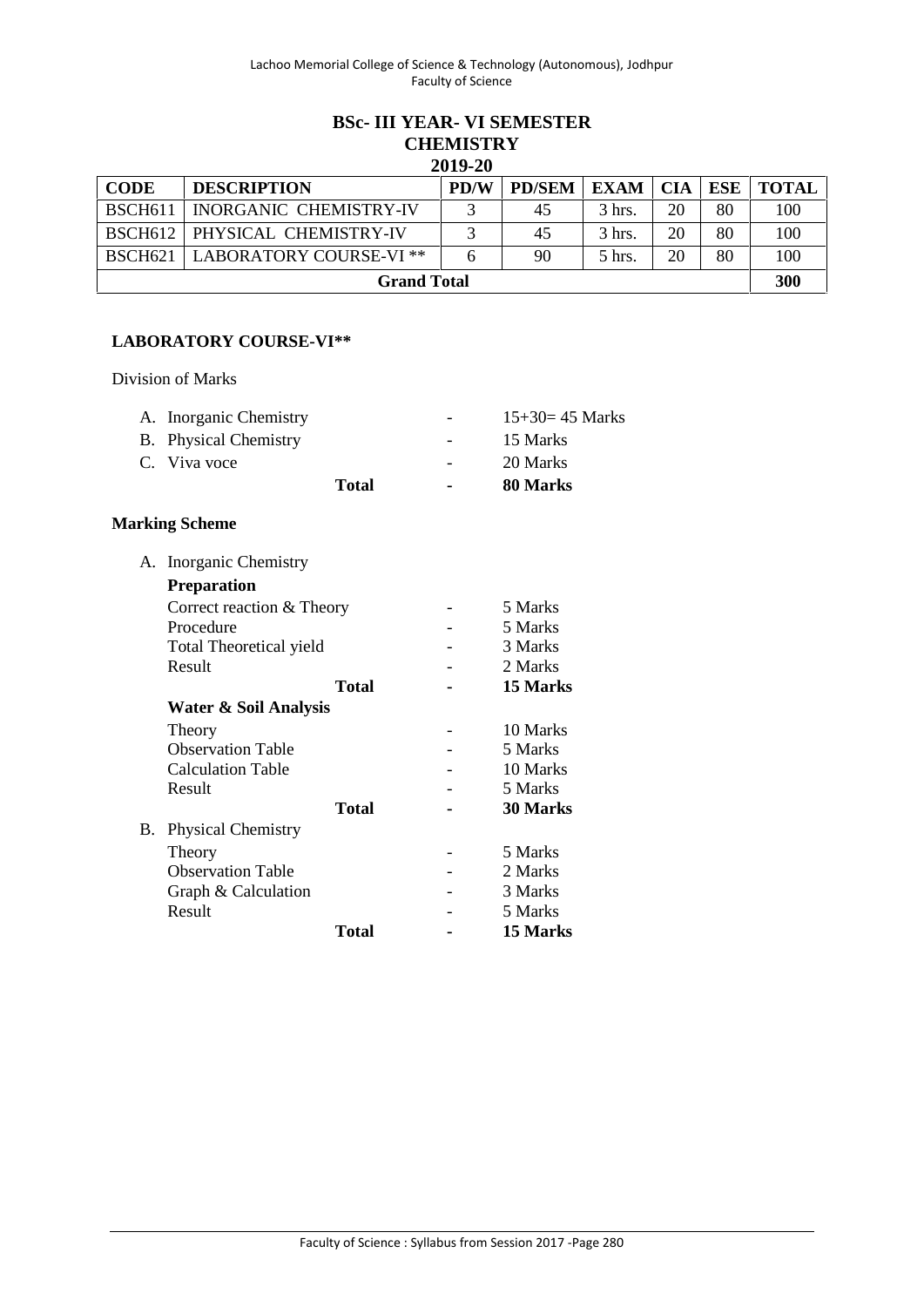## BSc- III YEAR- VI SEMESTER
## CHEMISTRY
### 2019-20

| CODE | DESCRIPTION | PD/W | PD/SEM | EXAM | CIA | ESE | TOTAL |
|---|---|---|---|---|---|---|---|
| BSCH611 | INORGANIC CHEMISTRY-IV | 3 | 45 | 3 hrs. | 20 | 80 | 100 |
| BSCH612 | PHYSICAL CHEMISTRY-IV | 3 | 45 | 3 hrs. | 20 | 80 | 100 |
| BSCH621 | LABORATORY COURSE-VI ** | 6 | 90 | 5 hrs. | 20 | 80 | 100 |
| **Grand Total** | | | | | | | **300** |

**LABORATORY COURSE-VI****

Division of Marks

A. Inorganic Chemistry - 15+30= 45 Marks
B. Physical Chemistry - 15 Marks
C. Viva voce - 20 Marks

**Total - 80 Marks**

**Marking Scheme**

A. Inorganic Chemistry

**Preparation**

| | | |
|---|---|---|
| Correct reaction & Theory | - | 5 Marks |
| Procedure | - | 5 Marks |
| Total Theoretical yield | - | 3 Marks |
| Result | - | 2 Marks |
| **Total** | **-** | **15 Marks** |

**Water & Soil Analysis**

| | | |
|---|---|---|
| Theory | - | 10 Marks |
| Observation Table | - | 5 Marks |
| Calculation Table | - | 10 Marks |
| Result | - | 5 Marks |
| **Total** | **-** | **30 Marks** |

B. Physical Chemistry

| | | |
|---|---|---|
| Theory | - | 5 Marks |
| Observation Table | - | 2 Marks |
| Graph & Calculation | - | 3 Marks |
| Result | - | 5 Marks |
| **Total** | **-** | **15 Marks** |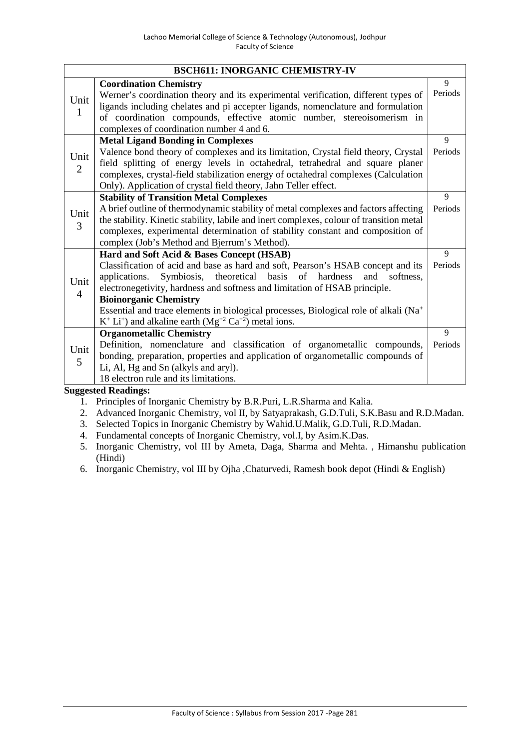| BSCH611: INORGANIC CHEMISTRY-IV | | |
|---|---|---|
| Unit 1 | **Coordination Chemistry**<br>Werner's coordination theory and its experimental verification, different types of ligands including chelates and pi accepter ligands, nomenclature and formulation of coordination compounds, effective atomic number, stereoisomerism in complexes of coordination number 4 and 6. | 9 Periods |
| Unit 2 | **Metal Ligand Bonding in Complexes**<br>Valence bond theory of complexes and its limitation, Crystal field theory, Crystal field splitting of energy levels in octahedral, tetrahedral and square planer complexes, crystal-field stabilization energy of octahedral complexes (Calculation Only). Application of crystal field theory, Jahn Teller effect. | 9 Periods |
| Unit 3 | **Stability of Transition Metal Complexes**<br>A brief outline of thermodynamic stability of metal complexes and factors affecting the stability. Kinetic stability, labile and inert complexes, colour of transition metal complexes, experimental determination of stability constant and composition of complex (Job's Method and Bjerrum's Method). | 9 Periods |
| Unit 4 | **Hard and Soft Acid & Bases Concept (HSAB)**<br>Classification of acid and base as hard and soft, Pearson's HSAB concept and its applications. Symbiosis, theoretical basis of hardness and softness, electronegetivity, hardness and softness and limitation of HSAB principle.<br>**Bioinorganic Chemistry**<br>Essential and trace elements in biological processes, Biological role of alkali ($Na^+$ $K^+$ $Li^+$) and alkaline earth ($Mg^{+2}$ $Ca^{+2}$) metal ions. | 9 Periods |
| Unit 5 | **Organometallic Chemistry**<br>Definition, nomenclature and classification of organometallic compounds, bonding, preparation, properties and application of organometallic compounds of Li, Al, Hg and Sn (alkyls and aryl).<br>18 electron rule and its limitations. | 9 Periods |

**Suggested Readings:**

1. Principles of Inorganic Chemistry by B.R.Puri, L.R.Sharma and Kalia.
2. Advanced Inorganic Chemistry, vol II, by Satyaprakash, G.D.Tuli, S.K.Basu and R.D.Madan.
3. Selected Topics in Inorganic Chemistry by Wahid.U.Malik, G.D.Tuli, R.D.Madan.
4. Fundamental concepts of Inorganic Chemistry, vol.I, by Asim.K.Das.
5. Inorganic Chemistry, vol III by Ameta, Daga, Sharma and Mehta. , Himanshu publication (Hindi)
6. Inorganic Chemistry, vol III by Ojha ,Chaturvedi, Ramesh book depot (Hindi & English)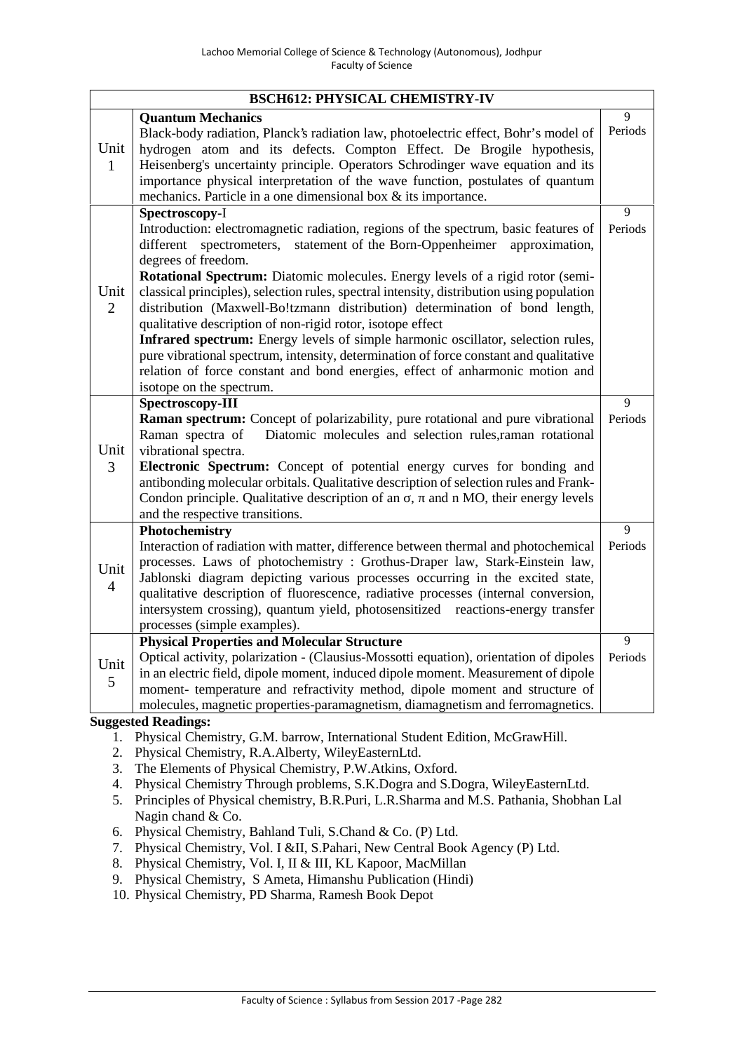| BSCH612: PHYSICAL CHEMISTRY-IV | | |
|---|---|---|
| Unit 1 | **Quantum Mechanics**<br>Black-body radiation, Planck's radiation law, photoelectric effect, Bohr's model of hydrogen atom and its defects. Compton Effect. De Brogile hypothesis, Heisenberg's uncertainty principle. Operators Schrodinger wave equation and its importance physical interpretation of the wave function, postulates of quantum mechanics. Particle in a one dimensional box & its importance. | 9 Periods |
| Unit 2 | **Spectroscopy-I**<br>Introduction: electromagnetic radiation, regions of the spectrum, basic features of different spectrometers, statement of the Born-Oppenheimer approximation, degrees of freedom.<br>**Rotational Spectrum:** Diatomic molecules. Energy levels of a rigid rotor (semi-classical principles), selection rules, spectral intensity, distribution using population distribution (Maxwell-Bo!tzmann distribution) determination of bond length, qualitative description of non-rigid rotor, isotope effect<br>**Infrared spectrum:** Energy levels of simple harmonic oscillator, selection rules, pure vibrational spectrum, intensity, determination of force constant and qualitative relation of force constant and bond energies, effect of anharmonic motion and isotope on the spectrum. | 9 Periods |
| Unit 3 | **Spectroscopy-III**<br>**Raman spectrum:** Concept of polarizability, pure rotational and pure vibrational Raman spectra of Diatomic molecules and selection rules,raman rotational vibrational spectra.<br>**Electronic Spectrum:** Concept of potential energy curves for bonding and antibonding molecular orbitals. Qualitative description of selection rules and Frank-Condon principle. Qualitative description of an $\sigma$, $\pi$ and n MO, their energy levels and the respective transitions. | 9 Periods |
| Unit 4 | **Photochemistry**<br>Interaction of radiation with matter, difference between thermal and photochemical processes. Laws of photochemistry : Grothus-Draper law, Stark-Einstein law, Jablonski diagram depicting various processes occurring in the excited state, qualitative description of fluorescence, radiative processes (internal conversion, intersystem crossing), quantum yield, photosensitized reactions-energy transfer processes (simple examples). | 9 Periods |
| Unit 5 | **Physical Properties and Molecular Structure**<br>Optical activity, polarization - (Clausius-Mossotti equation), orientation of dipoles in an electric field, dipole moment, induced dipole moment. Measurement of dipole moment- temperature and refractivity method, dipole moment and structure of molecules, magnetic properties-paramagnetism, diamagnetism and ferromagnetics. | 9 Periods |

**Suggested Readings:**

1. Physical Chemistry, G.M. barrow, International Student Edition, McGrawHill.
2. Physical Chemistry, R.A.Alberty, WileyEasternLtd.
3. The Elements of Physical Chemistry, P.W.Atkins, Oxford.
4. Physical Chemistry Through problems, S.K.Dogra and S.Dogra, WileyEasternLtd.
5. Principles of Physical chemistry, B.R.Puri, L.R.Sharma and M.S. Pathania, Shobhan Lal Nagin chand & Co.
6. Physical Chemistry, Bahland Tuli, S.Chand & Co. (P) Ltd.
7. Physical Chemistry, Vol. I &II, S.Pahari, New Central Book Agency (P) Ltd.
8. Physical Chemistry, Vol. I, II & III, KL Kapoor, MacMillan
9. Physical Chemistry, S Ameta, Himanshu Publication (Hindi)
10. Physical Chemistry, PD Sharma, Ramesh Book Depot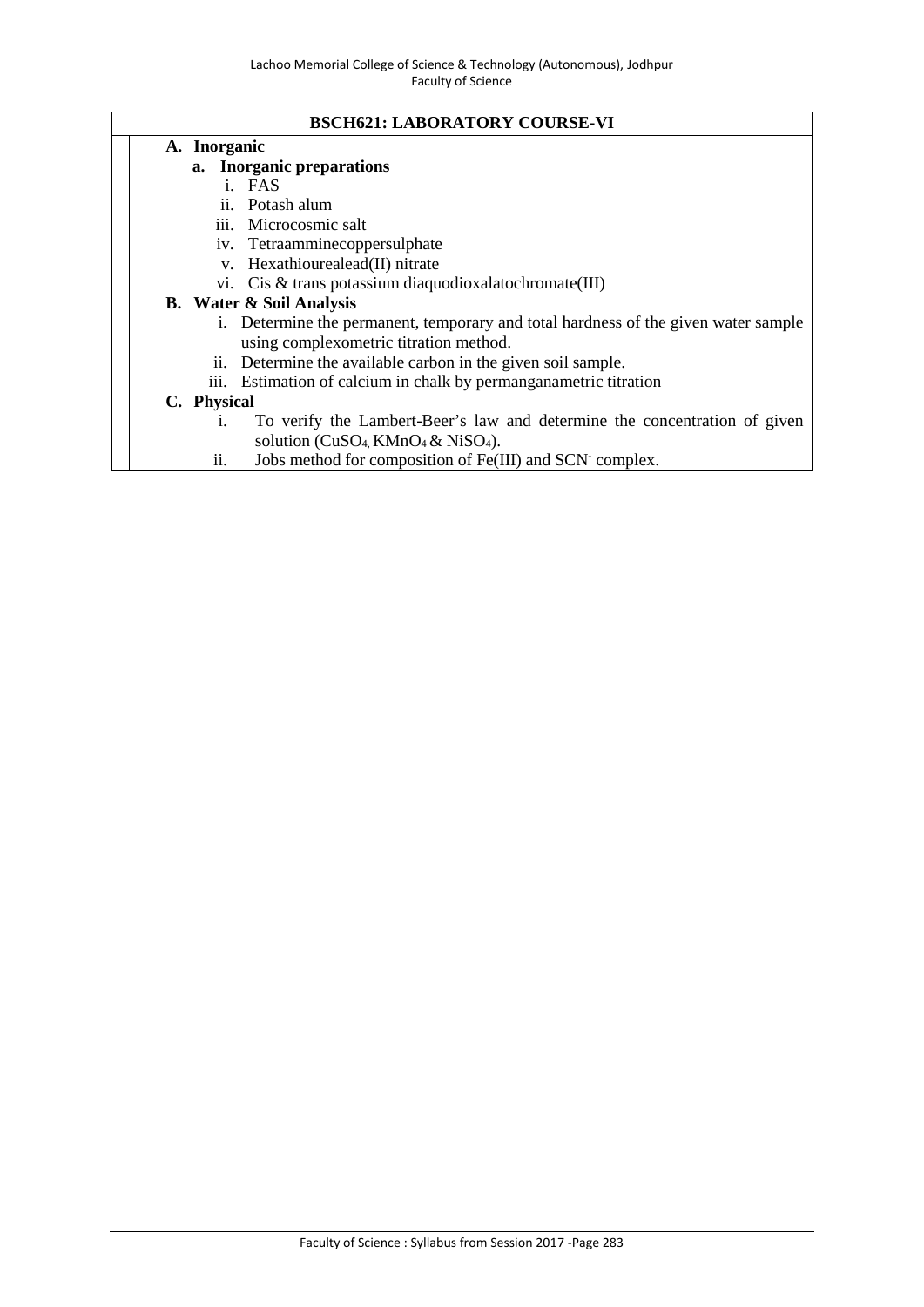## BSCH621: LABORATORY COURSE-VI

**A. Inorganic**

**a. Inorganic preparations**

i. FAS
ii. Potash alum
iii. Microcosmic salt
iv. Tetraamminecoppersulphate
v. Hexathiourealead(II) nitrate
vi. Cis & trans potassium diaquodioxalatochromate(III)

**B. Water & Soil Analysis**

i. Determine the permanent, temporary and total hardness of the given water sample using complexometric titration method.
ii. Determine the available carbon in the given soil sample.
iii. Estimation of calcium in chalk by permanganametric titration

**C. Physical**

i. To verify the Lambert-Beer's law and determine the concentration of given solution ($CuSO_4$, $KMnO_4$ & $NiSO_4$).
ii. Jobs method for composition of Fe(III) and $SCN^-$ complex.